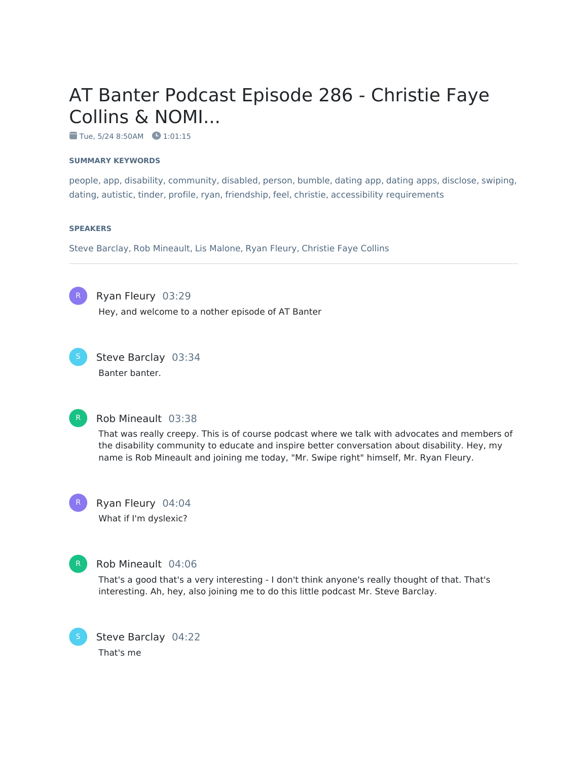# AT Banter Podcast Episode 286 - Christie Faye Collins & NOMI...

Tue, 5/24 8:50AM · 1:01:15

**SUMMARY KEYWORDS**

people, app, disability, community, disabled, person, bumble, dating app, dating apps, disclose, swiping, dating, autistic, tinder, profile, ryan, friendship, feel, christie, accessibility requirements

**SPEAKERS**

Steve Barclay, Rob Mineault, Lis Malone, Ryan Fleury, Christie Faye Collins

---

**Ryan Fleury** 03:29

Hey, and welcome to a nother episode of AT Banter

**Steve Barclay** 03:34

Banter banter.

**Rob Mineault** 03:38

That was really creepy. This is of course podcast where we talk with advocates and members of the disability community to educate and inspire better conversation about disability. Hey, my name is Rob Mineault and joining me today, "Mr. Swipe right" himself, Mr. Ryan Fleury.

**Ryan Fleury** 04:04

What if I'm dyslexic?

**Rob Mineault** 04:06

That's a good that's a very interesting - I don't think anyone's really thought of that. That's interesting. Ah, hey, also joining me to do this little podcast Mr. Steve Barclay.

**Steve Barclay** 04:22

That's me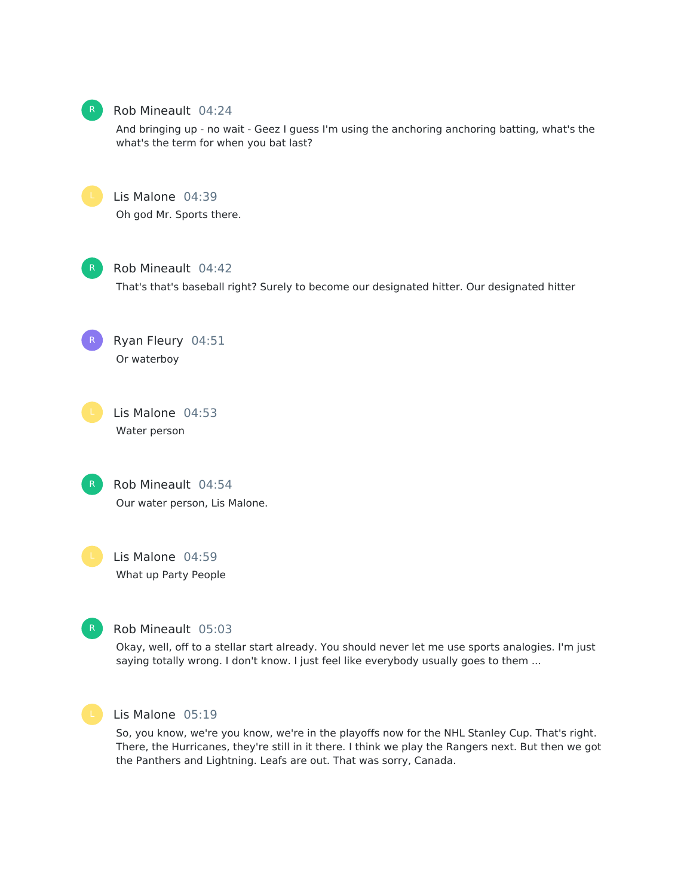**Rob Mineault** 04:24

And bringing up - no wait - Geez I guess I'm using the anchoring anchoring batting, what's the what's the term for when you bat last?

**Lis Malone** 04:39

Oh god Mr. Sports there.

**Rob Mineault** 04:42

That's that's baseball right? Surely to become our designated hitter. Our designated hitter

**Ryan Fleury** 04:51

Or waterboy

**Lis Malone** 04:53

Water person

**Rob Mineault** 04:54

Our water person, Lis Malone.

**Lis Malone** 04:59

What up Party People

**Rob Mineault** 05:03

Okay, well, off to a stellar start already. You should never let me use sports analogies. I'm just saying totally wrong. I don't know. I just feel like everybody usually goes to them ...

**Lis Malone** 05:19

So, you know, we're you know, we're in the playoffs now for the NHL Stanley Cup. That's right. There, the Hurricanes, they're still in it there. I think we play the Rangers next. But then we got the Panthers and Lightning. Leafs are out. That was sorry, Canada.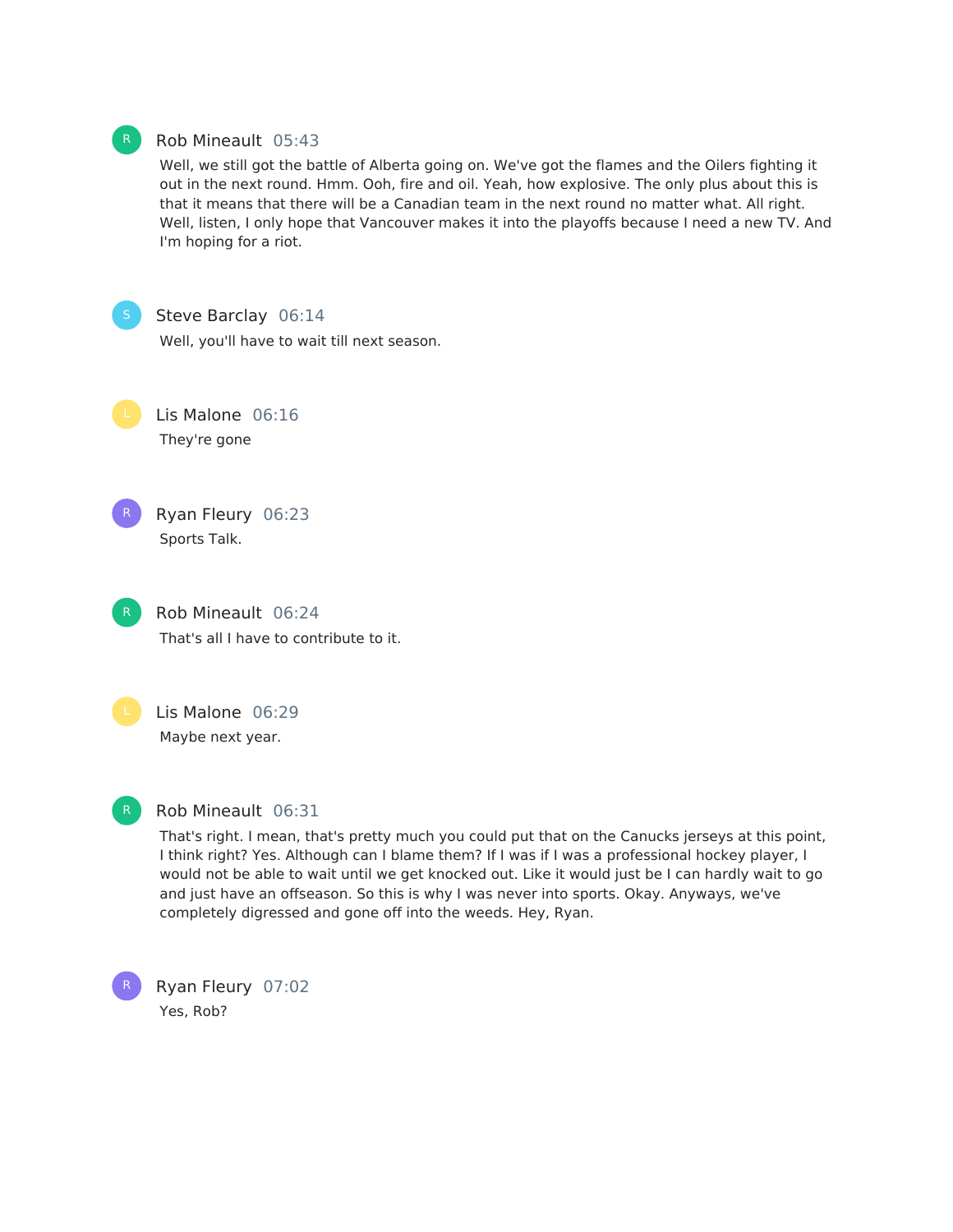**Rob Mineault** 05:43

Well, we still got the battle of Alberta going on. We've got the flames and the Oilers fighting it out in the next round. Hmm. Ooh, fire and oil. Yeah, how explosive. The only plus about this is that it means that there will be a Canadian team in the next round no matter what. All right. Well, listen, I only hope that Vancouver makes it into the playoffs because I need a new TV. And I'm hoping for a riot.

**Steve Barclay** 06:14

Well, you'll have to wait till next season.

**Lis Malone** 06:16

They're gone

**Ryan Fleury** 06:23

Sports Talk.

**Rob Mineault** 06:24

That's all I have to contribute to it.

**Lis Malone** 06:29

Maybe next year.

**Rob Mineault** 06:31

That's right. I mean, that's pretty much you could put that on the Canucks jerseys at this point, I think right? Yes. Although can I blame them? If I was if I was a professional hockey player, I would not be able to wait until we get knocked out. Like it would just be I can hardly wait to go and just have an offseason. So this is why I was never into sports. Okay. Anyways, we've completely digressed and gone off into the weeds. Hey, Ryan.

**Ryan Fleury** 07:02

Yes, Rob?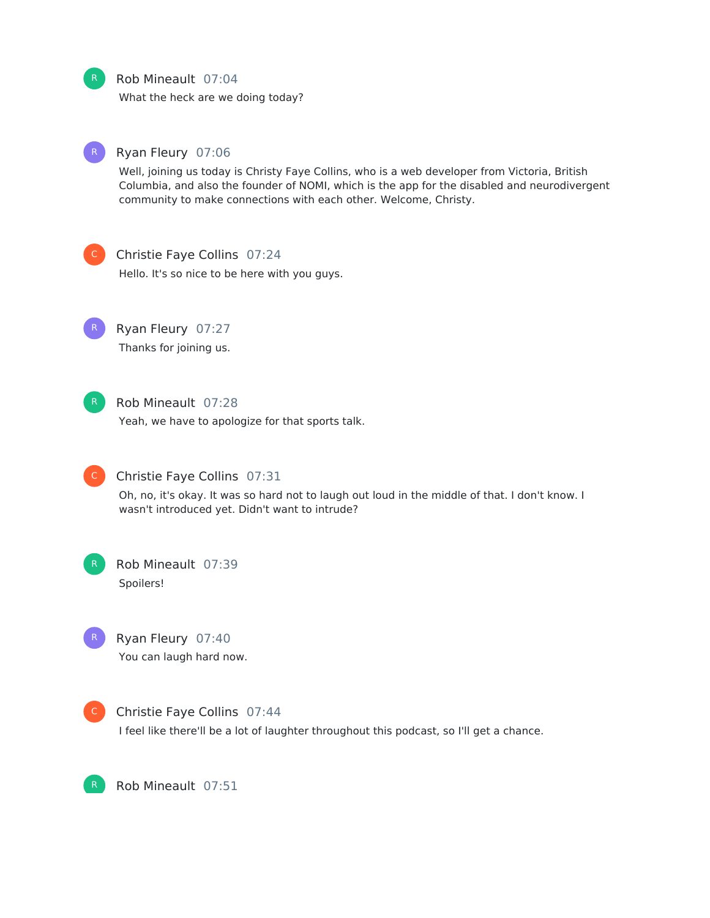**Rob Mineault** 07:04

What the heck are we doing today?

**Ryan Fleury** 07:06

Well, joining us today is Christy Faye Collins, who is a web developer from Victoria, British Columbia, and also the founder of NOMI, which is the app for the disabled and neurodivergent community to make connections with each other. Welcome, Christy.

**Christie Faye Collins** 07:24

Hello. It's so nice to be here with you guys.

**Ryan Fleury** 07:27

Thanks for joining us.

**Rob Mineault** 07:28

Yeah, we have to apologize for that sports talk.

**Christie Faye Collins** 07:31

Oh, no, it's okay. It was so hard not to laugh out loud in the middle of that. I don't know. I wasn't introduced yet. Didn't want to intrude?

**Rob Mineault** 07:39

Spoilers!

**Ryan Fleury** 07:40

You can laugh hard now.

**Christie Faye Collins** 07:44

I feel like there'll be a lot of laughter throughout this podcast, so I'll get a chance.

**Rob Mineault** 07:51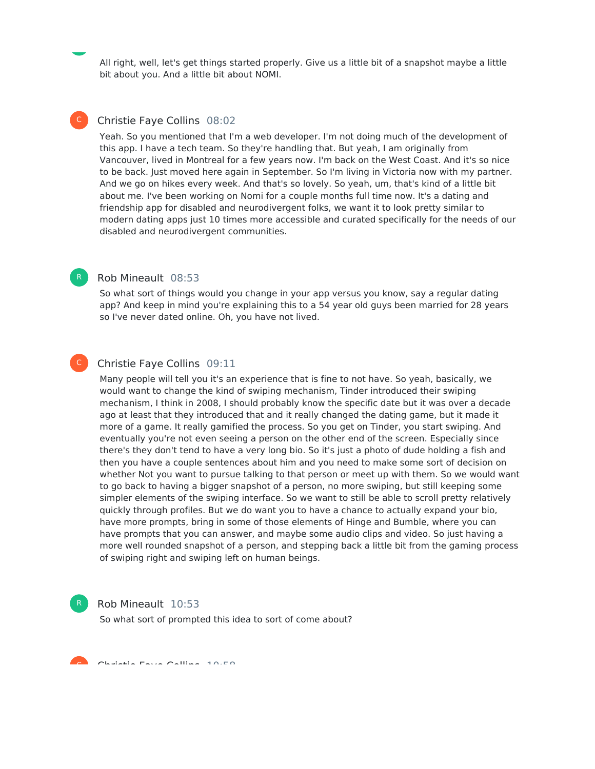All right, well, let's get things started properly. Give us a little bit of a snapshot maybe a little bit about you. And a little bit about NOMI.

Christie Faye Collins 08:02

Yeah. So you mentioned that I'm a web developer. I'm not doing much of the development of this app. I have a tech team. So they're handling that. But yeah, I am originally from Vancouver, lived in Montreal for a few years now. I'm back on the West Coast. And it's so nice to be back. Just moved here again in September. So I'm living in Victoria now with my partner. And we go on hikes every week. And that's so lovely. So yeah, um, that's kind of a little bit about me. I've been working on Nomi for a couple months full time now. It's a dating and friendship app for disabled and neurodivergent folks, we want it to look pretty similar to modern dating apps just 10 times more accessible and curated specifically for the needs of our disabled and neurodivergent communities.

Rob Mineault 08:53

So what sort of things would you change in your app versus you know, say a regular dating app? And keep in mind you're explaining this to a 54 year old guys been married for 28 years so I've never dated online. Oh, you have not lived.

Christie Faye Collins 09:11

Many people will tell you it's an experience that is fine to not have. So yeah, basically, we would want to change the kind of swiping mechanism, Tinder introduced their swiping mechanism, I think in 2008, I should probably know the specific date but it was over a decade ago at least that they introduced that and it really changed the dating game, but it made it more of a game. It really gamified the process. So you get on Tinder, you start swiping. And eventually you're not even seeing a person on the other end of the screen. Especially since there's they don't tend to have a very long bio. So it's just a photo of dude holding a fish and then you have a couple sentences about him and you need to make some sort of decision on whether Not you want to pursue talking to that person or meet up with them. So we would want to go back to having a bigger snapshot of a person, no more swiping, but still keeping some simpler elements of the swiping interface. So we want to still be able to scroll pretty relatively quickly through profiles. But we do want you to have a chance to actually expand your bio, have more prompts, bring in some of those elements of Hinge and Bumble, where you can have prompts that you can answer, and maybe some audio clips and video. So just having a more well rounded snapshot of a person, and stepping back a little bit from the gaming process of swiping right and swiping left on human beings.

Rob Mineault 10:53

So what sort of prompted this idea to sort of come about?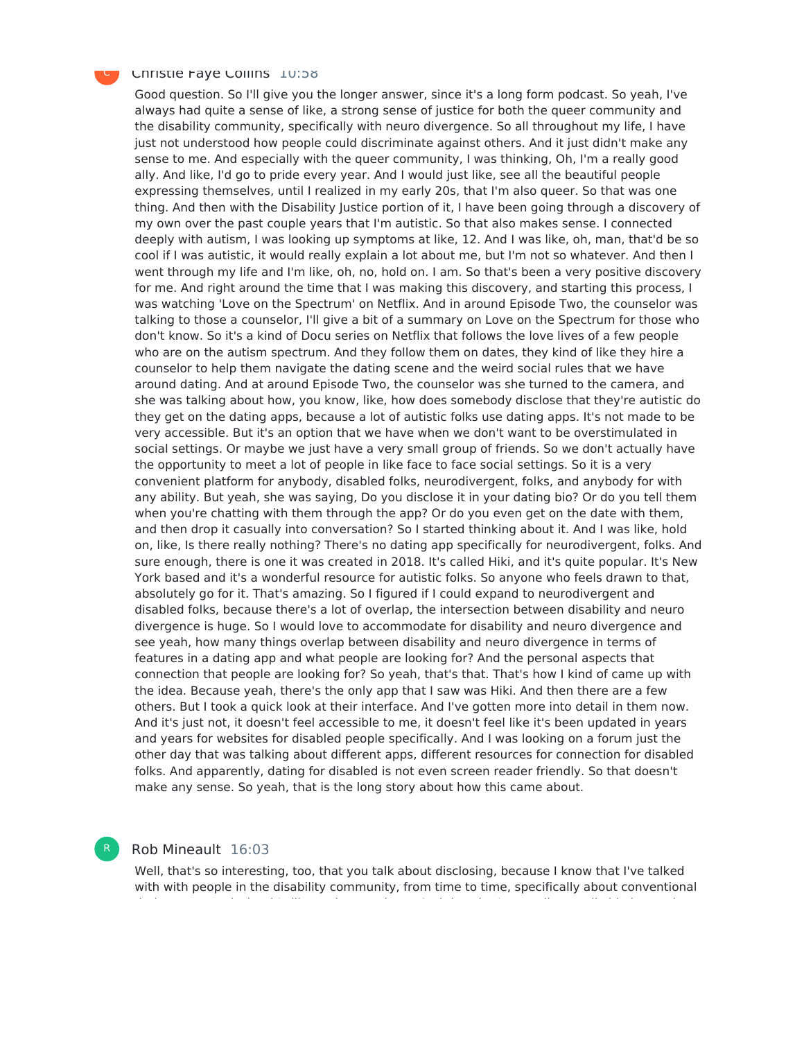Christie Faye Collins 10:58

Good question. So I'll give you the longer answer, since it's a long form podcast. So yeah, I've always had quite a sense of like, a strong sense of justice for both the queer community and the disability community, specifically with neuro divergence. So all throughout my life, I have just not understood how people could discriminate against others. And it just didn't make any sense to me. And especially with the queer community, I was thinking, Oh, I'm a really good ally. And like, I'd go to pride every year. And I would just like, see all the beautiful people expressing themselves, until I realized in my early 20s, that I'm also queer. So that was one thing. And then with the Disability Justice portion of it, I have been going through a discovery of my own over the past couple years that I'm autistic. So that also makes sense. I connected deeply with autism, I was looking up symptoms at like, 12. And I was like, oh, man, that'd be so cool if I was autistic, it would really explain a lot about me, but I'm not so whatever. And then I went through my life and I'm like, oh, no, hold on. I am. So that's been a very positive discovery for me. And right around the time that I was making this discovery, and starting this process, I was watching 'Love on the Spectrum' on Netflix. And in around Episode Two, the counselor was talking to those a counselor, I'll give a bit of a summary on Love on the Spectrum for those who don't know. So it's a kind of Docu series on Netflix that follows the love lives of a few people who are on the autism spectrum. And they follow them on dates, they kind of like they hire a counselor to help them navigate the dating scene and the weird social rules that we have around dating. And at around Episode Two, the counselor was she turned to the camera, and she was talking about how, you know, like, how does somebody disclose that they're autistic do they get on the dating apps, because a lot of autistic folks use dating apps. It's not made to be very accessible. But it's an option that we have when we don't want to be overstimulated in social settings. Or maybe we just have a very small group of friends. So we don't actually have the opportunity to meet a lot of people in like face to face social settings. So it is a very convenient platform for anybody, disabled folks, neurodivergent, folks, and anybody for with any ability. But yeah, she was saying, Do you disclose it in your dating bio? Or do you tell them when you're chatting with them through the app? Or do you even get on the date with them, and then drop it casually into conversation? So I started thinking about it. And I was like, hold on, like, Is there really nothing? There's no dating app specifically for neurodivergent, folks. And sure enough, there is one it was created in 2018. It's called Hiki, and it's quite popular. It's New York based and it's a wonderful resource for autistic folks. So anyone who feels drawn to that, absolutely go for it. That's amazing. So I figured if I could expand to neurodivergent and disabled folks, because there's a lot of overlap, the intersection between disability and neuro divergence is huge. So I would love to accommodate for disability and neuro divergence and see yeah, how many things overlap between disability and neuro divergence in terms of features in a dating app and what people are looking for? And the personal aspects that connection that people are looking for? So yeah, that's that. That's how I kind of came up with the idea. Because yeah, there's the only app that I saw was Hiki. And then there are a few others. But I took a quick look at their interface. And I've gotten more into detail in them now. And it's just not, it doesn't feel accessible to me, it doesn't feel like it's been updated in years and years for websites for disabled people specifically. And I was looking on a forum just the other day that was talking about different apps, different resources for connection for disabled folks. And apparently, dating for disabled is not even screen reader friendly. So that doesn't make any sense. So yeah, that is the long story about how this came about.

Rob Mineault 16:03

Well, that's so interesting, too, that you talk about disclosing, because I know that I've talked with with people in the disability community, from time to time, specifically about conventional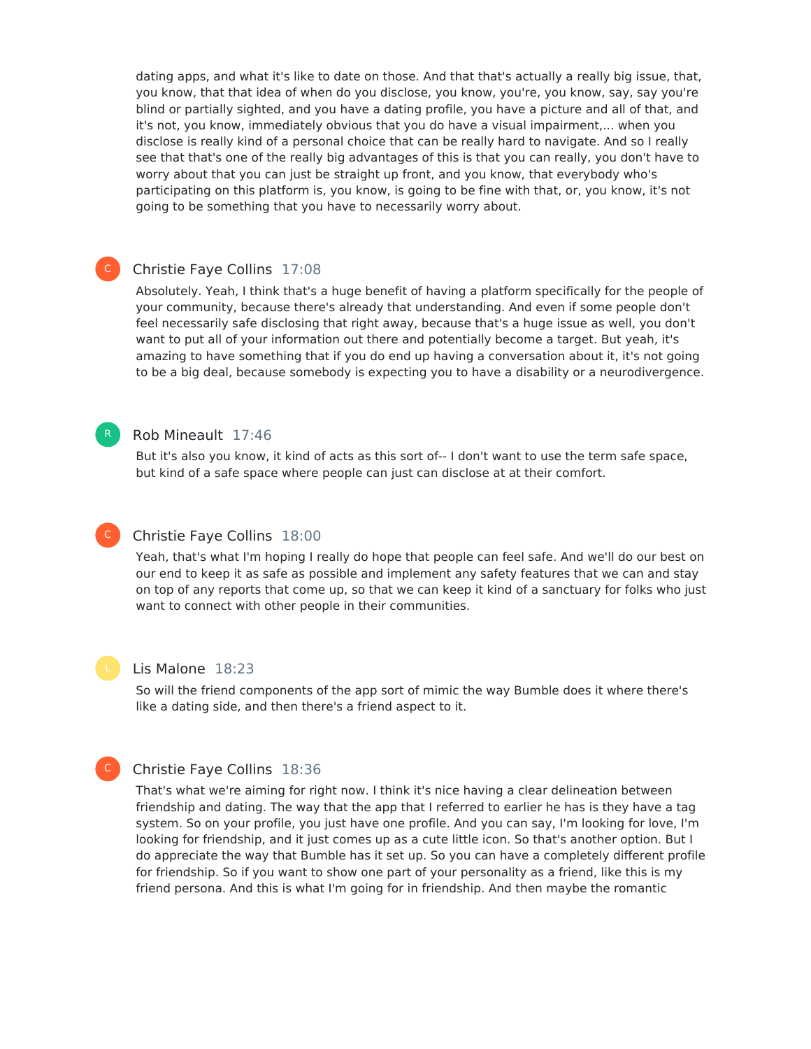dating apps, and what it's like to date on those. And that that's actually a really big issue, that, you know, that that idea of when do you disclose, you know, you're, you know, say, say you're blind or partially sighted, and you have a dating profile, you have a picture and all of that, and it's not, you know, immediately obvious that you do have a visual impairment,... when you disclose is really kind of a personal choice that can be really hard to navigate. And so I really see that that's one of the really big advantages of this is that you can really, you don't have to worry about that you can just be straight up front, and you know, that everybody who's participating on this platform is, you know, is going to be fine with that, or, you know, it's not going to be something that you have to necessarily worry about.

**Christie Faye Collins** 17:08

Absolutely. Yeah, I think that's a huge benefit of having a platform specifically for the people of your community, because there's already that understanding. And even if some people don't feel necessarily safe disclosing that right away, because that's a huge issue as well, you don't want to put all of your information out there and potentially become a target. But yeah, it's amazing to have something that if you do end up having a conversation about it, it's not going to be a big deal, because somebody is expecting you to have a disability or a neurodivergence.

**Rob Mineault** 17:46

But it's also you know, it kind of acts as this sort of-- I don't want to use the term safe space, but kind of a safe space where people can just can disclose at at their comfort.

**Christie Faye Collins** 18:00

Yeah, that's what I'm hoping I really do hope that people can feel safe. And we'll do our best on our end to keep it as safe as possible and implement any safety features that we can and stay on top of any reports that come up, so that we can keep it kind of a sanctuary for folks who just want to connect with other people in their communities.

**Lis Malone** 18:23

So will the friend components of the app sort of mimic the way Bumble does it where there's like a dating side, and then there's a friend aspect to it.

**Christie Faye Collins** 18:36

That's what we're aiming for right now. I think it's nice having a clear delineation between friendship and dating. The way that the app that I referred to earlier he has is they have a tag system. So on your profile, you just have one profile. And you can say, I'm looking for love, I'm looking for friendship, and it just comes up as a cute little icon. So that's another option. But I do appreciate the way that Bumble has it set up. So you can have a completely different profile for friendship. So if you want to show one part of your personality as a friend, like this is my friend persona. And this is what I'm going for in friendship. And then maybe the romantic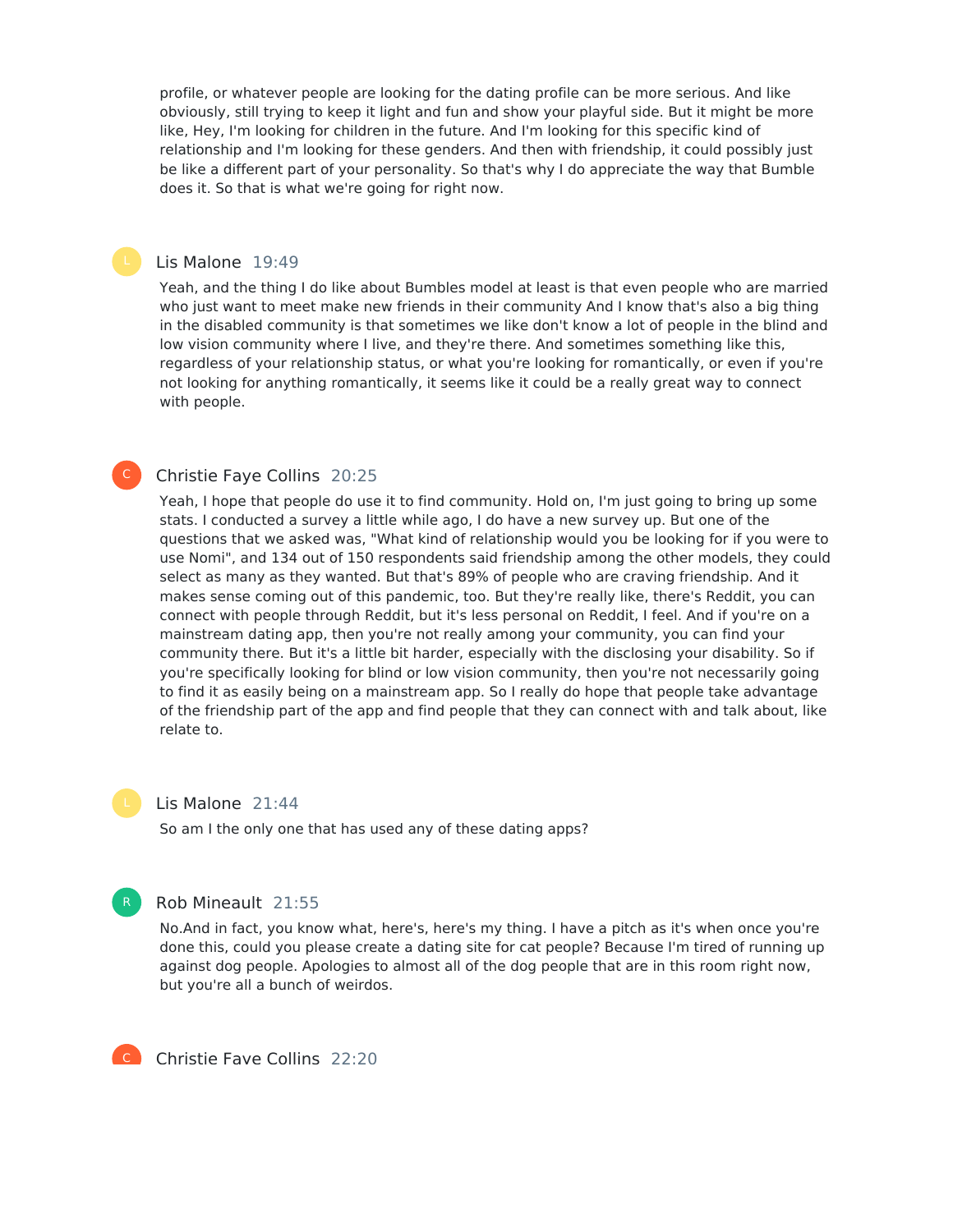profile, or whatever people are looking for the dating profile can be more serious. And like obviously, still trying to keep it light and fun and show your playful side. But it might be more like, Hey, I'm looking for children in the future. And I'm looking for this specific kind of relationship and I'm looking for these genders. And then with friendship, it could possibly just be like a different part of your personality. So that's why I do appreciate the way that Bumble does it. So that is what we're going for right now.

Lis Malone 19:49

Yeah, and the thing I do like about Bumbles model at least is that even people who are married who just want to meet make new friends in their community And I know that's also a big thing in the disabled community is that sometimes we like don't know a lot of people in the blind and low vision community where I live, and they're there. And sometimes something like this, regardless of your relationship status, or what you're looking for romantically, or even if you're not looking for anything romantically, it seems like it could be a really great way to connect with people.

Christie Faye Collins 20:25

Yeah, I hope that people do use it to find community. Hold on, I'm just going to bring up some stats. I conducted a survey a little while ago, I do have a new survey up. But one of the questions that we asked was, "What kind of relationship would you be looking for if you were to use Nomi", and 134 out of 150 respondents said friendship among the other models, they could select as many as they wanted. But that's 89% of people who are craving friendship. And it makes sense coming out of this pandemic, too. But they're really like, there's Reddit, you can connect with people through Reddit, but it's less personal on Reddit, I feel. And if you're on a mainstream dating app, then you're not really among your community, you can find your community there. But it's a little bit harder, especially with the disclosing your disability. So if you're specifically looking for blind or low vision community, then you're not necessarily going to find it as easily being on a mainstream app. So I really do hope that people take advantage of the friendship part of the app and find people that they can connect with and talk about, like relate to.

Lis Malone 21:44

So am I the only one that has used any of these dating apps?

Rob Mineault 21:55

No.And in fact, you know what, here's, here's my thing. I have a pitch as it's when once you're done this, could you please create a dating site for cat people? Because I'm tired of running up against dog people. Apologies to almost all of the dog people that are in this room right now, but you're all a bunch of weirdos.

Christie Faye Collins 22:20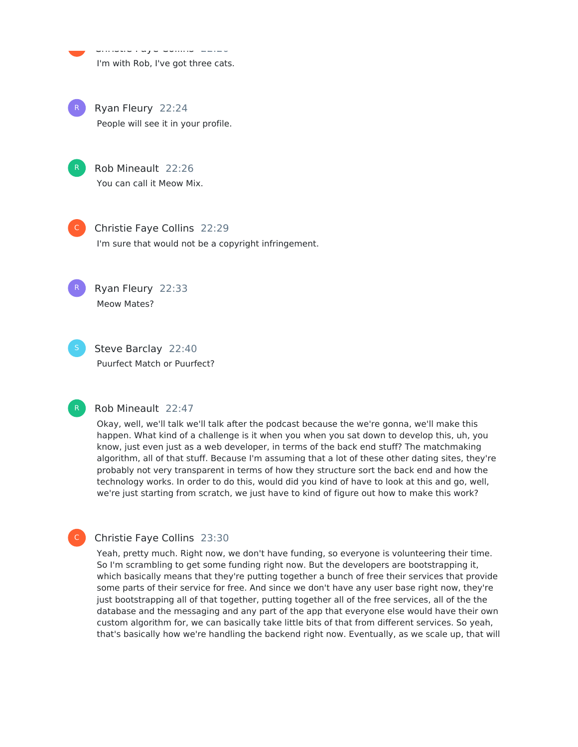I'm with Rob, I've got three cats.

**Ryan Fleury** 22:24

People will see it in your profile.

**Rob Mineault** 22:26

You can call it Meow Mix.

**Christie Faye Collins** 22:29

I'm sure that would not be a copyright infringement.

**Ryan Fleury** 22:33

Meow Mates?

**Steve Barclay** 22:40

Puurfect Match or Puurfect?

**Rob Mineault** 22:47

Okay, well, we'll talk we'll talk after the podcast because the we're gonna, we'll make this happen. What kind of a challenge is it when you when you sat down to develop this, uh, you know, just even just as a web developer, in terms of the back end stuff? The matchmaking algorithm, all of that stuff. Because I'm assuming that a lot of these other dating sites, they're probably not very transparent in terms of how they structure sort the back end and how the technology works. In order to do this, would did you kind of have to look at this and go, well, we're just starting from scratch, we just have to kind of figure out how to make this work?

**Christie Faye Collins** 23:30

Yeah, pretty much. Right now, we don't have funding, so everyone is volunteering their time. So I'm scrambling to get some funding right now. But the developers are bootstrapping it, which basically means that they're putting together a bunch of free their services that provide some parts of their service for free. And since we don't have any user base right now, they're just bootstrapping all of that together, putting together all of the free services, all of the the database and the messaging and any part of the app that everyone else would have their own custom algorithm for, we can basically take little bits of that from different services. So yeah, that's basically how we're handling the backend right now. Eventually, as we scale up, that will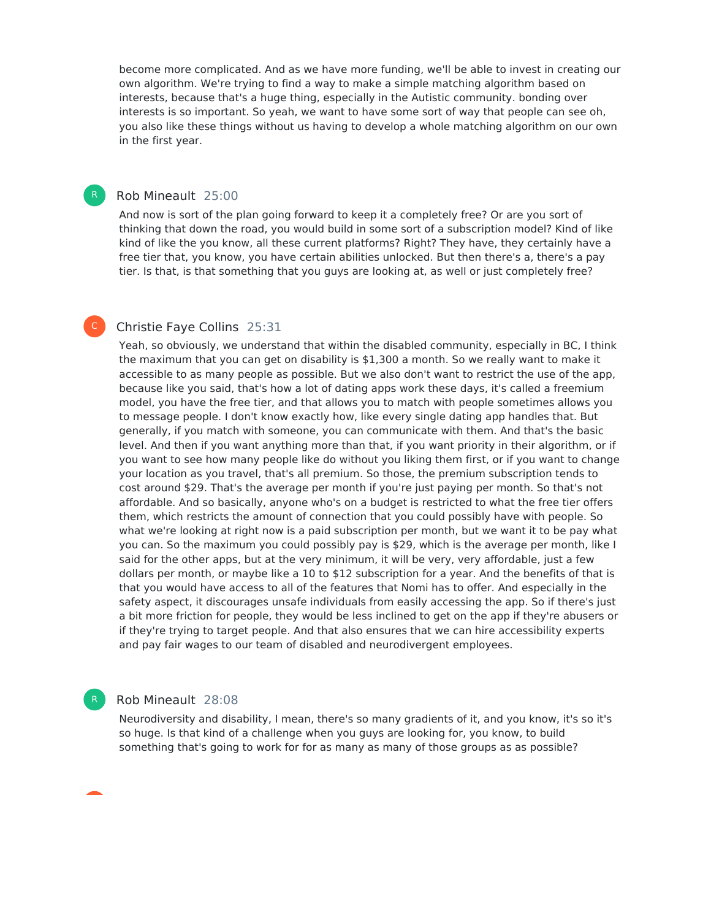become more complicated. And as we have more funding, we'll be able to invest in creating our own algorithm. We're trying to find a way to make a simple matching algorithm based on interests, because that's a huge thing, especially in the Autistic community. bonding over interests is so important. So yeah, we want to have some sort of way that people can see oh, you also like these things without us having to develop a whole matching algorithm on our own in the first year.

**Rob Mineault** 25:00

And now is sort of the plan going forward to keep it a completely free? Or are you sort of thinking that down the road, you would build in some sort of a subscription model? Kind of like kind of like the you know, all these current platforms? Right? They have, they certainly have a free tier that, you know, you have certain abilities unlocked. But then there's a, there's a pay tier. Is that, is that something that you guys are looking at, as well or just completely free?

**Christie Faye Collins** 25:31

Yeah, so obviously, we understand that within the disabled community, especially in BC, I think the maximum that you can get on disability is $1,300 a month. So we really want to make it accessible to as many people as possible. But we also don't want to restrict the use of the app, because like you said, that's how a lot of dating apps work these days, it's called a freemium model, you have the free tier, and that allows you to match with people sometimes allows you to message people. I don't know exactly how, like every single dating app handles that. But generally, if you match with someone, you can communicate with them. And that's the basic level. And then if you want anything more than that, if you want priority in their algorithm, or if you want to see how many people like do without you liking them first, or if you want to change your location as you travel, that's all premium. So those, the premium subscription tends to cost around $29. That's the average per month if you're just paying per month. So that's not affordable. And so basically, anyone who's on a budget is restricted to what the free tier offers them, which restricts the amount of connection that you could possibly have with people. So what we're looking at right now is a paid subscription per month, but we want it to be pay what you can. So the maximum you could possibly pay is $29, which is the average per month, like I said for the other apps, but at the very minimum, it will be very, very affordable, just a few dollars per month, or maybe like a 10 to $12 subscription for a year. And the benefits of that is that you would have access to all of the features that Nomi has to offer. And especially in the safety aspect, it discourages unsafe individuals from easily accessing the app. So if there's just a bit more friction for people, they would be less inclined to get on the app if they're abusers or if they're trying to target people. And that also ensures that we can hire accessibility experts and pay fair wages to our team of disabled and neurodivergent employees.

**Rob Mineault** 28:08

Neurodiversity and disability, I mean, there's so many gradients of it, and you know, it's so it's so huge. Is that kind of a challenge when you guys are looking for, you know, to build something that's going to work for for as many as many of those groups as as possible?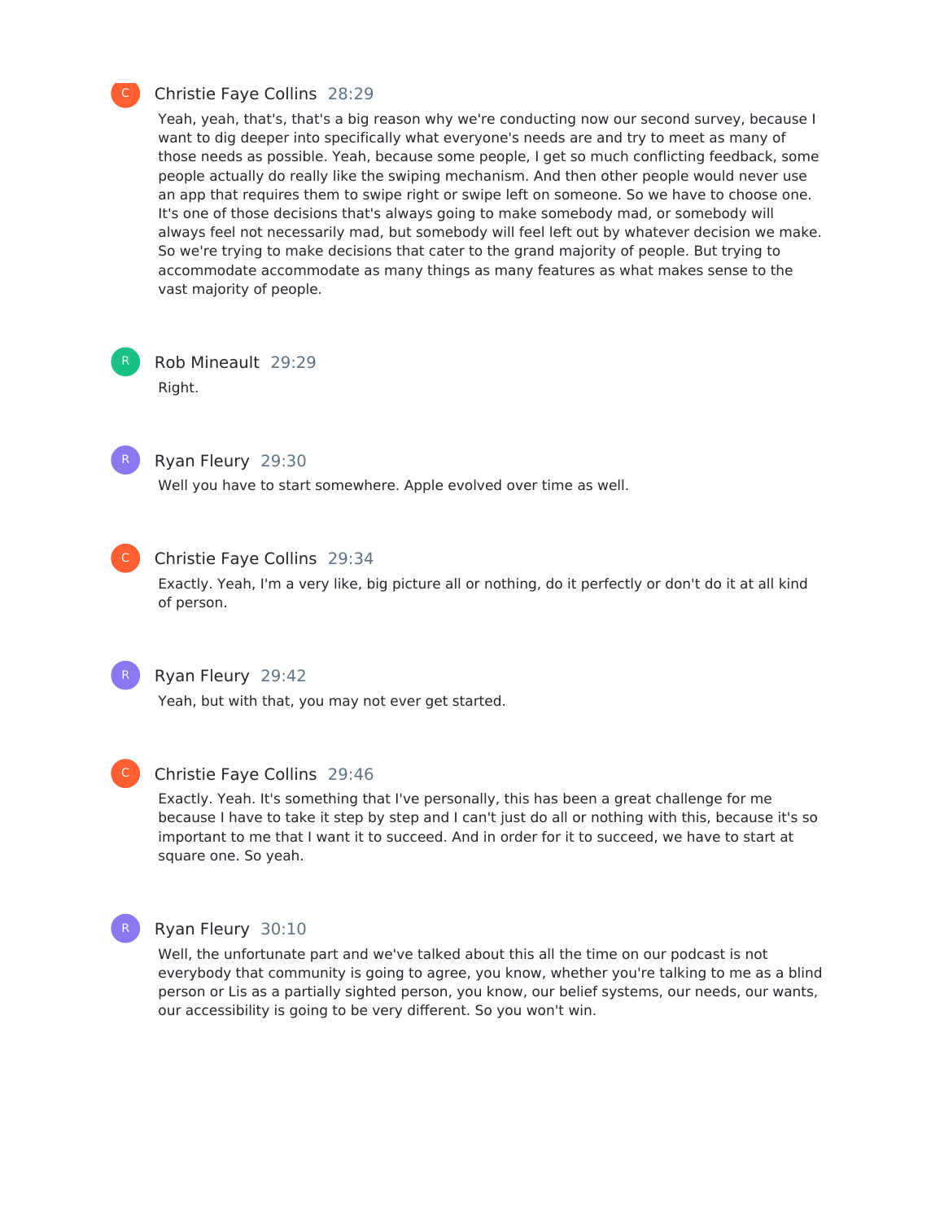Christie Faye Collins 28:29

Yeah, yeah, that's, that's a big reason why we're conducting now our second survey, because I want to dig deeper into specifically what everyone's needs are and try to meet as many of those needs as possible. Yeah, because some people, I get so much conflicting feedback, some people actually do really like the swiping mechanism. And then other people would never use an app that requires them to swipe right or swipe left on someone. So we have to choose one. It's one of those decisions that's always going to make somebody mad, or somebody will always feel not necessarily mad, but somebody will feel left out by whatever decision we make. So we're trying to make decisions that cater to the grand majority of people. But trying to accommodate accommodate as many things as many features as what makes sense to the vast majority of people.

Rob Mineault 29:29

Right.

Ryan Fleury 29:30

Well you have to start somewhere. Apple evolved over time as well.

Christie Faye Collins 29:34

Exactly. Yeah, I'm a very like, big picture all or nothing, do it perfectly or don't do it at all kind of person.

Ryan Fleury 29:42

Yeah, but with that, you may not ever get started.

Christie Faye Collins 29:46

Exactly. Yeah. It's something that I've personally, this has been a great challenge for me because I have to take it step by step and I can't just do all or nothing with this, because it's so important to me that I want it to succeed. And in order for it to succeed, we have to start at square one. So yeah.

Ryan Fleury 30:10

Well, the unfortunate part and we've talked about this all the time on our podcast is not everybody that community is going to agree, you know, whether you're talking to me as a blind person or Lis as a partially sighted person, you know, our belief systems, our needs, our wants, our accessibility is going to be very different. So you won't win.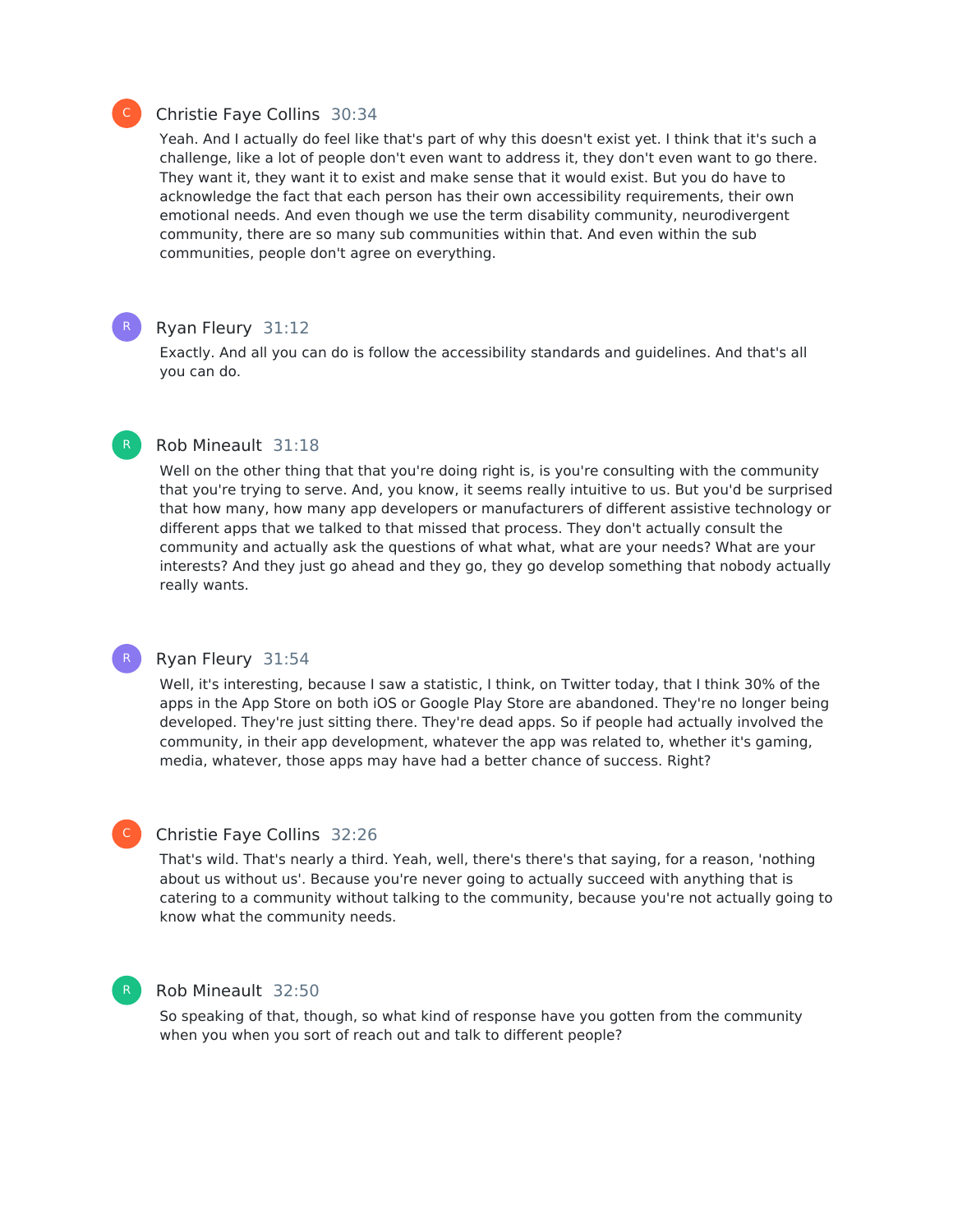**Christie Faye Collins** 30:34

Yeah. And I actually do feel like that's part of why this doesn't exist yet. I think that it's such a challenge, like a lot of people don't even want to address it, they don't even want to go there. They want it, they want it to exist and make sense that it would exist. But you do have to acknowledge the fact that each person has their own accessibility requirements, their own emotional needs. And even though we use the term disability community, neurodivergent community, there are so many sub communities within that. And even within the sub communities, people don't agree on everything.

**Ryan Fleury** 31:12

Exactly. And all you can do is follow the accessibility standards and guidelines. And that's all you can do.

**Rob Mineault** 31:18

Well on the other thing that that you're doing right is, is you're consulting with the community that you're trying to serve. And, you know, it seems really intuitive to us. But you'd be surprised that how many, how many app developers or manufacturers of different assistive technology or different apps that we talked to that missed that process. They don't actually consult the community and actually ask the questions of what what, what are your needs? What are your interests? And they just go ahead and they go, they go develop something that nobody actually really wants.

**Ryan Fleury** 31:54

Well, it's interesting, because I saw a statistic, I think, on Twitter today, that I think 30% of the apps in the App Store on both iOS or Google Play Store are abandoned. They're no longer being developed. They're just sitting there. They're dead apps. So if people had actually involved the community, in their app development, whatever the app was related to, whether it's gaming, media, whatever, those apps may have had a better chance of success. Right?

**Christie Faye Collins** 32:26

That's wild. That's nearly a third. Yeah, well, there's there's that saying, for a reason, 'nothing about us without us'. Because you're never going to actually succeed with anything that is catering to a community without talking to the community, because you're not actually going to know what the community needs.

**Rob Mineault** 32:50

So speaking of that, though, so what kind of response have you gotten from the community when you when you sort of reach out and talk to different people?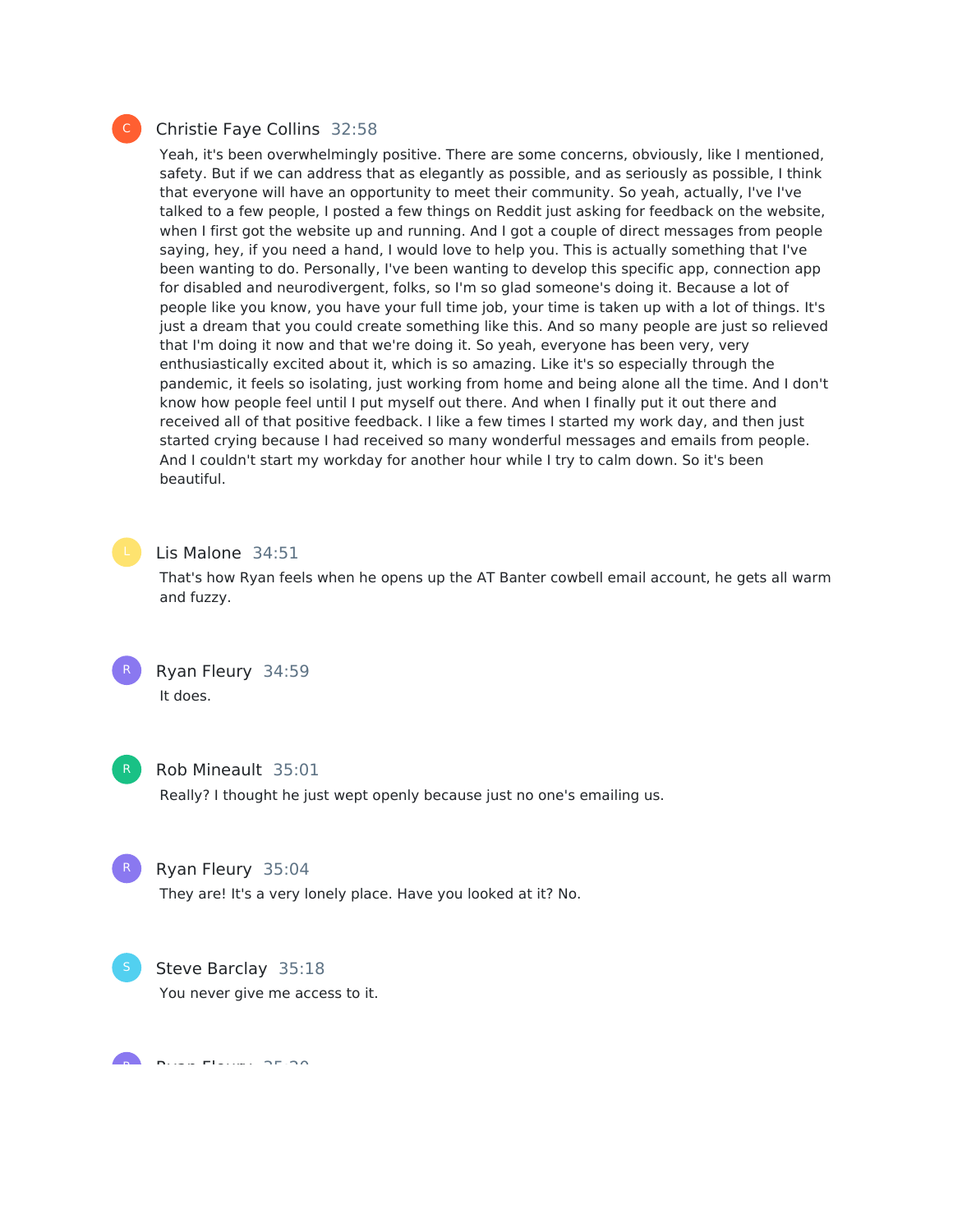**Christie Faye Collins** 32:58

Yeah, it's been overwhelmingly positive. There are some concerns, obviously, like I mentioned, safety. But if we can address that as elegantly as possible, and as seriously as possible, I think that everyone will have an opportunity to meet their community. So yeah, actually, I've I've talked to a few people, I posted a few things on Reddit just asking for feedback on the website, when I first got the website up and running. And I got a couple of direct messages from people saying, hey, if you need a hand, I would love to help you. This is actually something that I've been wanting to do. Personally, I've been wanting to develop this specific app, connection app for disabled and neurodivergent, folks, so I'm so glad someone's doing it. Because a lot of people like you know, you have your full time job, your time is taken up with a lot of things. It's just a dream that you could create something like this. And so many people are just so relieved that I'm doing it now and that we're doing it. So yeah, everyone has been very, very enthusiastically excited about it, which is so amazing. Like it's so especially through the pandemic, it feels so isolating, just working from home and being alone all the time. And I don't know how people feel until I put myself out there. And when I finally put it out there and received all of that positive feedback. I like a few times I started my work day, and then just started crying because I had received so many wonderful messages and emails from people. And I couldn't start my workday for another hour while I try to calm down. So it's been beautiful.

**Lis Malone** 34:51

That's how Ryan feels when he opens up the AT Banter cowbell email account, he gets all warm and fuzzy.

**Ryan Fleury** 34:59

It does.

**Rob Mineault** 35:01

Really? I thought he just wept openly because just no one's emailing us.

**Ryan Fleury** 35:04

They are! It's a very lonely place. Have you looked at it? No.

**Steve Barclay** 35:18

You never give me access to it.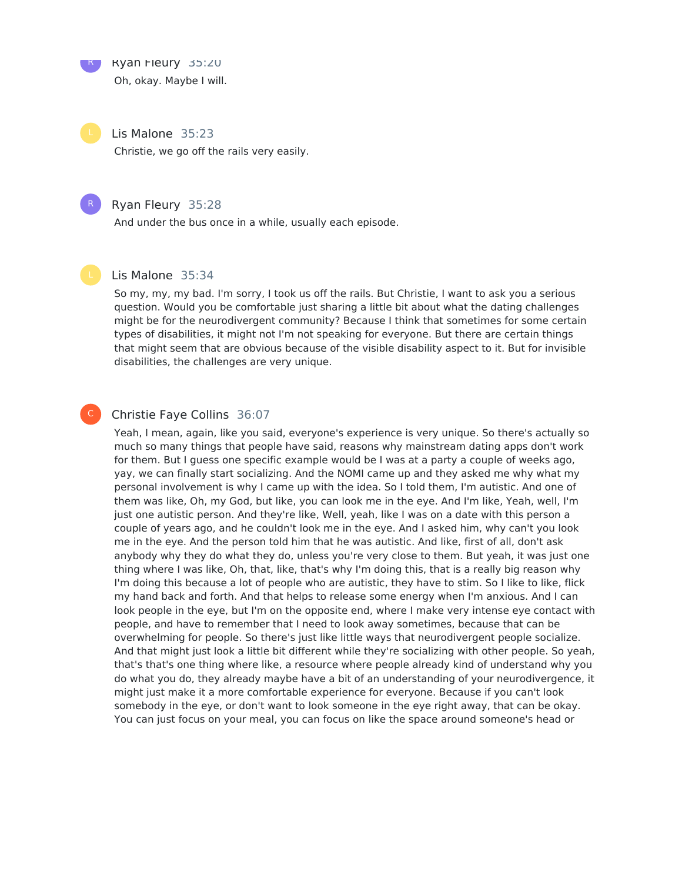Ryan Fleury 35:20

Oh, okay. Maybe I will.

Lis Malone 35:23

Christie, we go off the rails very easily.

Ryan Fleury 35:28

And under the bus once in a while, usually each episode.

Lis Malone 35:34

So my, my, my bad. I'm sorry, I took us off the rails. But Christie, I want to ask you a serious question. Would you be comfortable just sharing a little bit about what the dating challenges might be for the neurodivergent community? Because I think that sometimes for some certain types of disabilities, it might not I'm not speaking for everyone. But there are certain things that might seem that are obvious because of the visible disability aspect to it. But for invisible disabilities, the challenges are very unique.

Christie Faye Collins 36:07

Yeah, I mean, again, like you said, everyone's experience is very unique. So there's actually so much so many things that people have said, reasons why mainstream dating apps don't work for them. But I guess one specific example would be I was at a party a couple of weeks ago, yay, we can finally start socializing. And the NOMI came up and they asked me why what my personal involvement is why I came up with the idea. So I told them, I'm autistic. And one of them was like, Oh, my God, but like, you can look me in the eye. And I'm like, Yeah, well, I'm just one autistic person. And they're like, Well, yeah, like I was on a date with this person a couple of years ago, and he couldn't look me in the eye. And I asked him, why can't you look me in the eye. And the person told him that he was autistic. And like, first of all, don't ask anybody why they do what they do, unless you're very close to them. But yeah, it was just one thing where I was like, Oh, that, like, that's why I'm doing this, that is a really big reason why I'm doing this because a lot of people who are autistic, they have to stim. So I like to like, flick my hand back and forth. And that helps to release some energy when I'm anxious. And I can look people in the eye, but I'm on the opposite end, where I make very intense eye contact with people, and have to remember that I need to look away sometimes, because that can be overwhelming for people. So there's just like little ways that neurodivergent people socialize. And that might just look a little bit different while they're socializing with other people. So yeah, that's that's one thing where like, a resource where people already kind of understand why you do what you do, they already maybe have a bit of an understanding of your neurodivergence, it might just make it a more comfortable experience for everyone. Because if you can't look somebody in the eye, or don't want to look someone in the eye right away, that can be okay. You can just focus on your meal, you can focus on like the space around someone's head or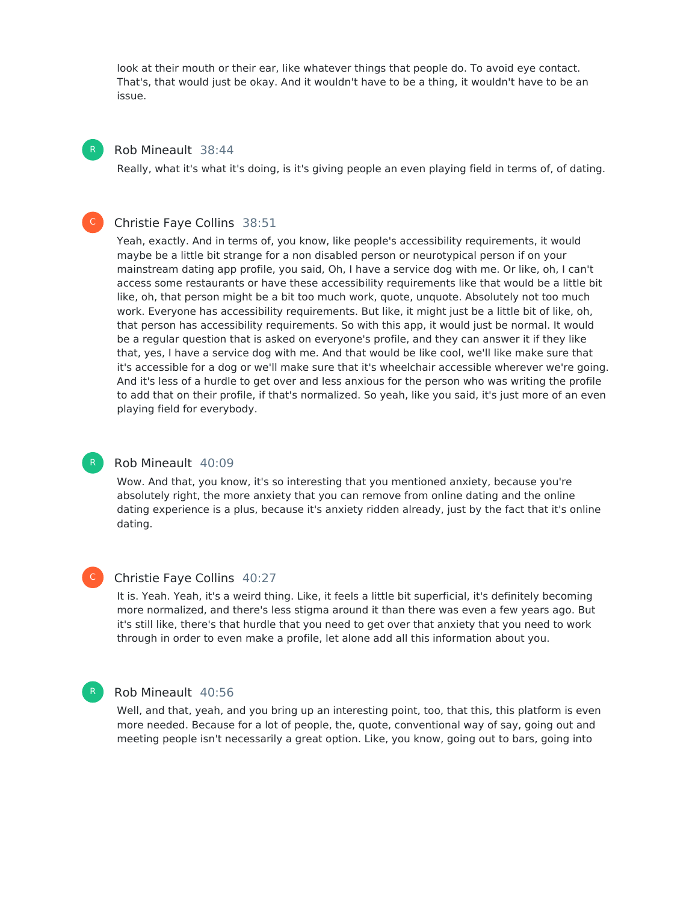look at their mouth or their ear, like whatever things that people do. To avoid eye contact. That's, that would just be okay. And it wouldn't have to be a thing, it wouldn't have to be an issue.

**Rob Mineault** 38:44

Really, what it's what it's doing, is it's giving people an even playing field in terms of, of dating.

**Christie Faye Collins** 38:51

Yeah, exactly. And in terms of, you know, like people's accessibility requirements, it would maybe be a little bit strange for a non disabled person or neurotypical person if on your mainstream dating app profile, you said, Oh, I have a service dog with me. Or like, oh, I can't access some restaurants or have these accessibility requirements like that would be a little bit like, oh, that person might be a bit too much work, quote, unquote. Absolutely not too much work. Everyone has accessibility requirements. But like, it might just be a little bit of like, oh, that person has accessibility requirements. So with this app, it would just be normal. It would be a regular question that is asked on everyone's profile, and they can answer it if they like that, yes, I have a service dog with me. And that would be like cool, we'll like make sure that it's accessible for a dog or we'll make sure that it's wheelchair accessible wherever we're going. And it's less of a hurdle to get over and less anxious for the person who was writing the profile to add that on their profile, if that's normalized. So yeah, like you said, it's just more of an even playing field for everybody.

**Rob Mineault** 40:09

Wow. And that, you know, it's so interesting that you mentioned anxiety, because you're absolutely right, the more anxiety that you can remove from online dating and the online dating experience is a plus, because it's anxiety ridden already, just by the fact that it's online dating.

**Christie Faye Collins** 40:27

It is. Yeah. Yeah, it's a weird thing. Like, it feels a little bit superficial, it's definitely becoming more normalized, and there's less stigma around it than there was even a few years ago. But it's still like, there's that hurdle that you need to get over that anxiety that you need to work through in order to even make a profile, let alone add all this information about you.

**Rob Mineault** 40:56

Well, and that, yeah, and you bring up an interesting point, too, that this, this platform is even more needed. Because for a lot of people, the, quote, conventional way of say, going out and meeting people isn't necessarily a great option. Like, you know, going out to bars, going into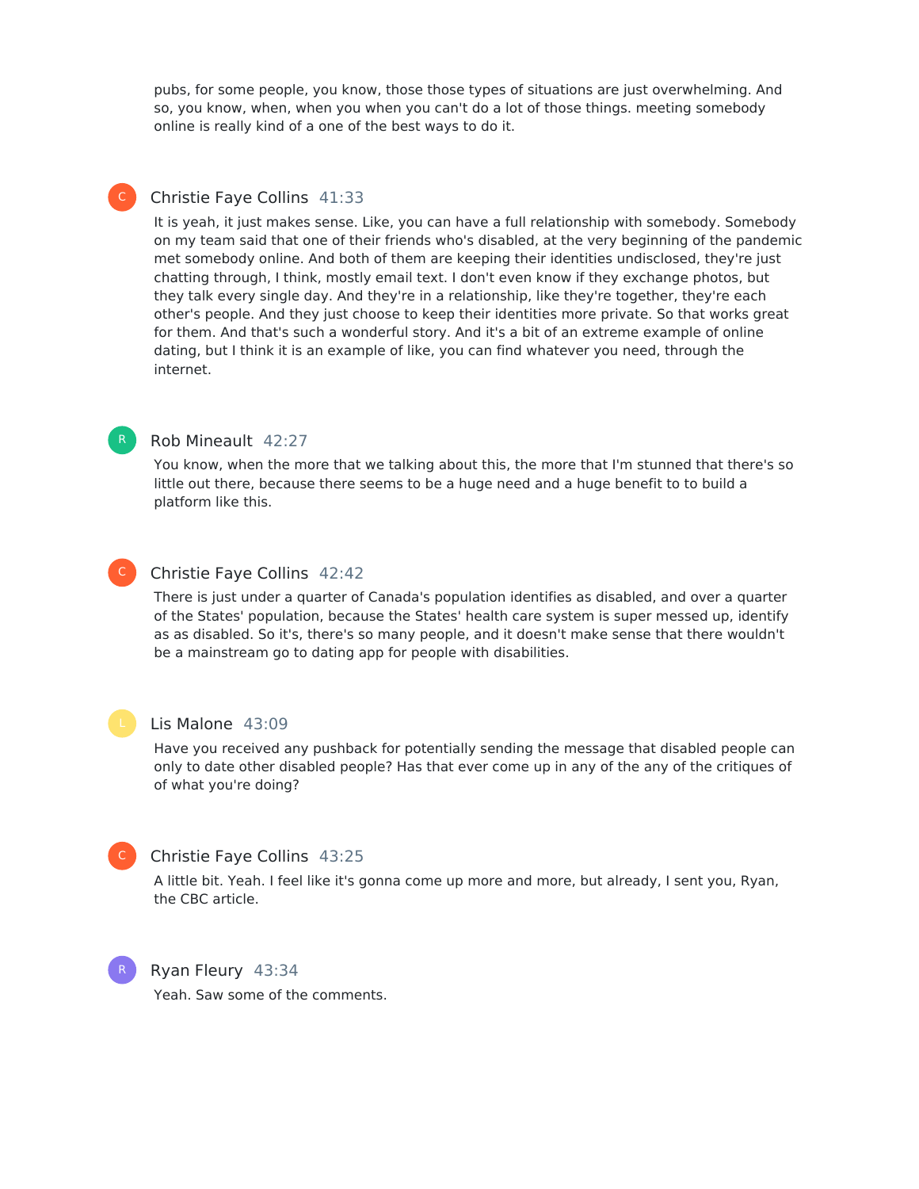pubs, for some people, you know, those those types of situations are just overwhelming. And so, you know, when, when you when you can't do a lot of those things. meeting somebody online is really kind of a one of the best ways to do it.

**Christie Faye Collins** 41:33

It is yeah, it just makes sense. Like, you can have a full relationship with somebody. Somebody on my team said that one of their friends who's disabled, at the very beginning of the pandemic met somebody online. And both of them are keeping their identities undisclosed, they're just chatting through, I think, mostly email text. I don't even know if they exchange photos, but they talk every single day. And they're in a relationship, like they're together, they're each other's people. And they just choose to keep their identities more private. So that works great for them. And that's such a wonderful story. And it's a bit of an extreme example of online dating, but I think it is an example of like, you can find whatever you need, through the internet.

**Rob Mineault** 42:27

You know, when the more that we talking about this, the more that I'm stunned that there's so little out there, because there seems to be a huge need and a huge benefit to to build a platform like this.

**Christie Faye Collins** 42:42

There is just under a quarter of Canada's population identifies as disabled, and over a quarter of the States' population, because the States' health care system is super messed up, identify as as disabled. So it's, there's so many people, and it doesn't make sense that there wouldn't be a mainstream go to dating app for people with disabilities.

**Lis Malone** 43:09

Have you received any pushback for potentially sending the message that disabled people can only to date other disabled people? Has that ever come up in any of the any of the critiques of of what you're doing?

**Christie Faye Collins** 43:25

A little bit. Yeah. I feel like it's gonna come up more and more, but already, I sent you, Ryan, the CBC article.

**Ryan Fleury** 43:34

Yeah. Saw some of the comments.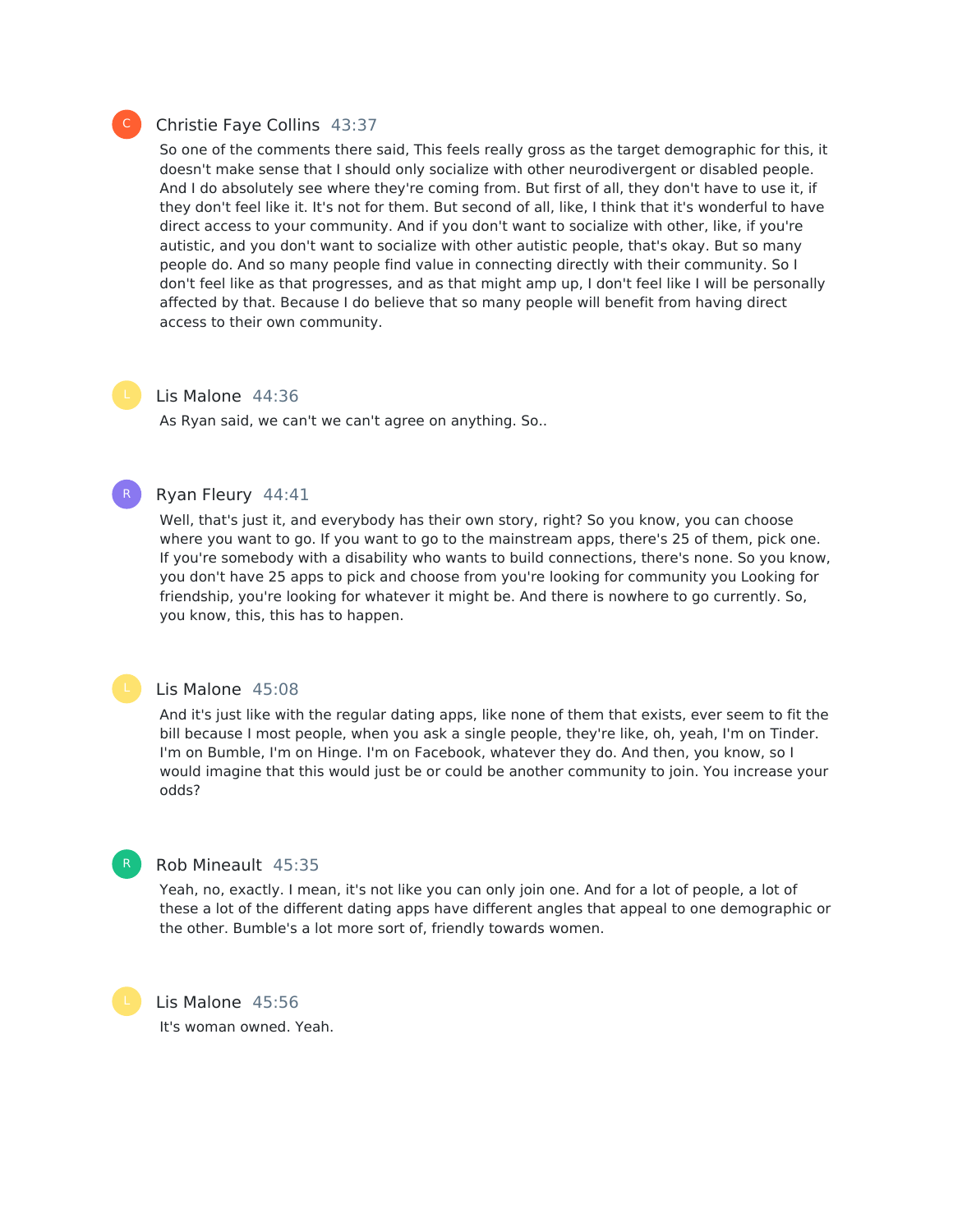**Christie Faye Collins** 43:37

So one of the comments there said, This feels really gross as the target demographic for this, it doesn't make sense that I should only socialize with other neurodivergent or disabled people. And I do absolutely see where they're coming from. But first of all, they don't have to use it, if they don't feel like it. It's not for them. But second of all, like, I think that it's wonderful to have direct access to your community. And if you don't want to socialize with other, like, if you're autistic, and you don't want to socialize with other autistic people, that's okay. But so many people do. And so many people find value in connecting directly with their community. So I don't feel like as that progresses, and as that might amp up, I don't feel like I will be personally affected by that. Because I do believe that so many people will benefit from having direct access to their own community.

**Lis Malone** 44:36

As Ryan said, we can't we can't agree on anything. So..

**Ryan Fleury** 44:41

Well, that's just it, and everybody has their own story, right? So you know, you can choose where you want to go. If you want to go to the mainstream apps, there's 25 of them, pick one. If you're somebody with a disability who wants to build connections, there's none. So you know, you don't have 25 apps to pick and choose from you're looking for community you Looking for friendship, you're looking for whatever it might be. And there is nowhere to go currently. So, you know, this, this has to happen.

**Lis Malone** 45:08

And it's just like with the regular dating apps, like none of them that exists, ever seem to fit the bill because I most people, when you ask a single people, they're like, oh, yeah, I'm on Tinder. I'm on Bumble, I'm on Hinge. I'm on Facebook, whatever they do. And then, you know, so I would imagine that this would just be or could be another community to join. You increase your odds?

**Rob Mineault** 45:35

Yeah, no, exactly. I mean, it's not like you can only join one. And for a lot of people, a lot of these a lot of the different dating apps have different angles that appeal to one demographic or the other. Bumble's a lot more sort of, friendly towards women.

**Lis Malone** 45:56

It's woman owned. Yeah.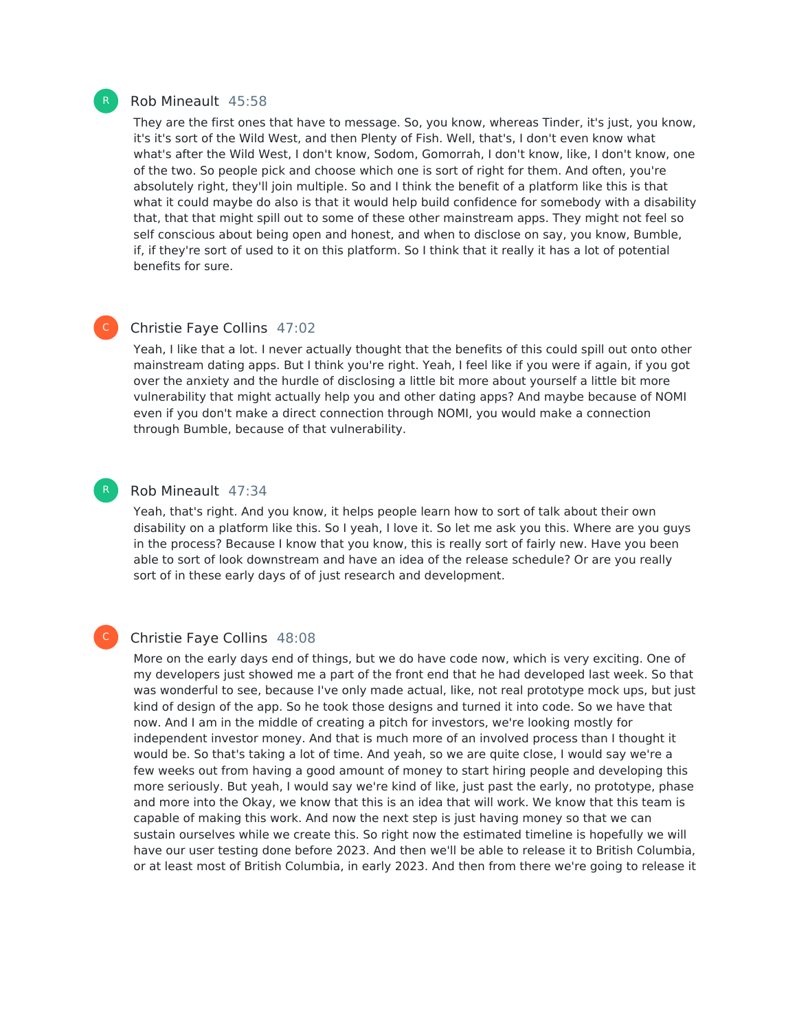**Rob Mineault** 45:58

They are the first ones that have to message. So, you know, whereas Tinder, it's just, you know, it's it's sort of the Wild West, and then Plenty of Fish. Well, that's, I don't even know what what's after the Wild West, I don't know, Sodom, Gomorrah, I don't know, like, I don't know, one of the two. So people pick and choose which one is sort of right for them. And often, you're absolutely right, they'll join multiple. So and I think the benefit of a platform like this is that what it could maybe do also is that it would help build confidence for somebody with a disability that, that that might spill out to some of these other mainstream apps. They might not feel so self conscious about being open and honest, and when to disclose on say, you know, Bumble, if, if they're sort of used to it on this platform. So I think that it really it has a lot of potential benefits for sure.

**Christie Faye Collins** 47:02

Yeah, I like that a lot. I never actually thought that the benefits of this could spill out onto other mainstream dating apps. But I think you're right. Yeah, I feel like if you were if again, if you got over the anxiety and the hurdle of disclosing a little bit more about yourself a little bit more vulnerability that might actually help you and other dating apps? And maybe because of NOMI even if you don't make a direct connection through NOMI, you would make a connection through Bumble, because of that vulnerability.

**Rob Mineault** 47:34

Yeah, that's right. And you know, it helps people learn how to sort of talk about their own disability on a platform like this. So I yeah, I love it. So let me ask you this. Where are you guys in the process? Because I know that you know, this is really sort of fairly new. Have you been able to sort of look downstream and have an idea of the release schedule? Or are you really sort of in these early days of of just research and development.

**Christie Faye Collins** 48:08

More on the early days end of things, but we do have code now, which is very exciting. One of my developers just showed me a part of the front end that he had developed last week. So that was wonderful to see, because I've only made actual, like, not real prototype mock ups, but just kind of design of the app. So he took those designs and turned it into code. So we have that now. And I am in the middle of creating a pitch for investors, we're looking mostly for independent investor money. And that is much more of an involved process than I thought it would be. So that's taking a lot of time. And yeah, so we are quite close, I would say we're a few weeks out from having a good amount of money to start hiring people and developing this more seriously. But yeah, I would say we're kind of like, just past the early, no prototype, phase and more into the Okay, we know that this is an idea that will work. We know that this team is capable of making this work. And now the next step is just having money so that we can sustain ourselves while we create this. So right now the estimated timeline is hopefully we will have our user testing done before 2023. And then we'll be able to release it to British Columbia, or at least most of British Columbia, in early 2023. And then from there we're going to release it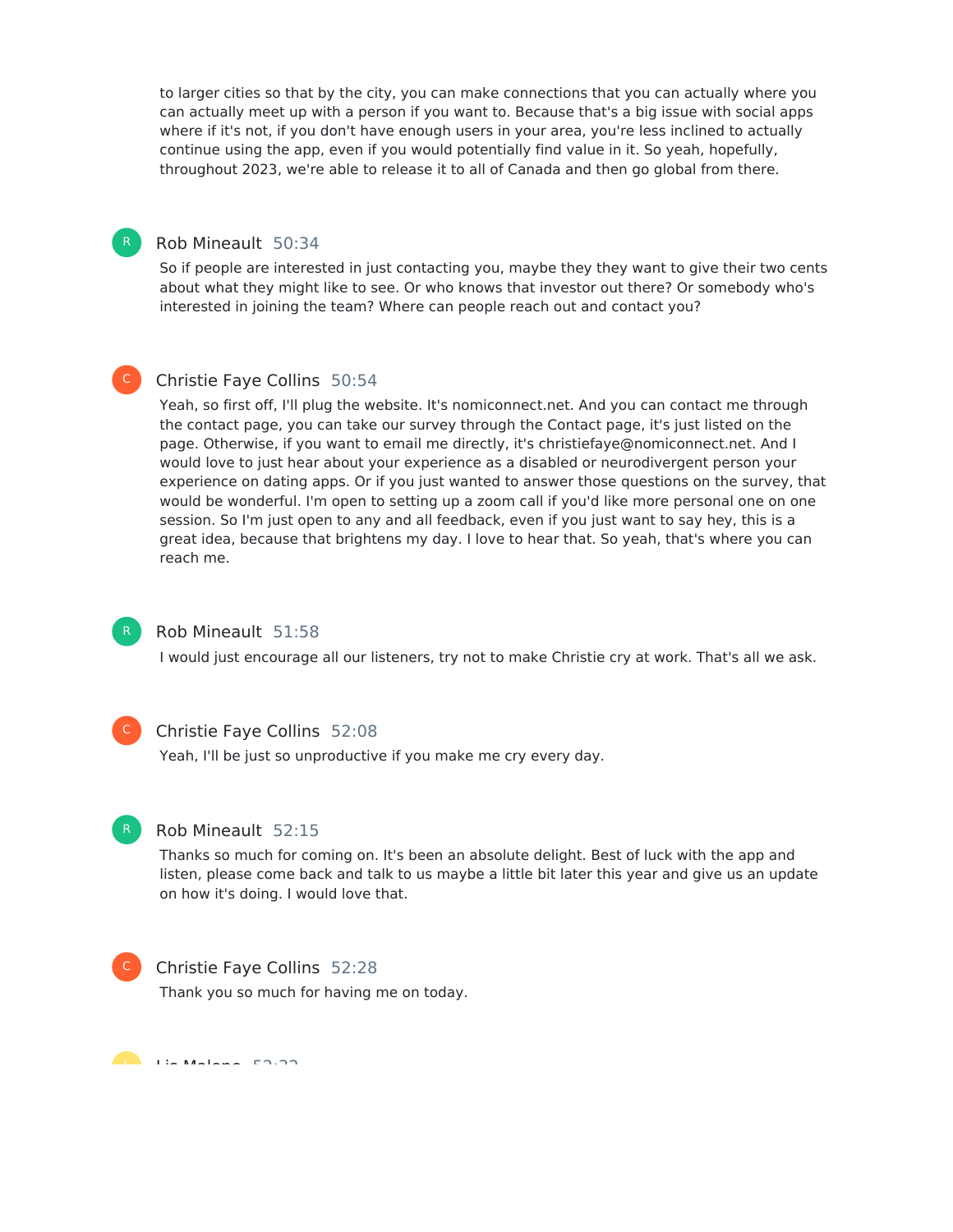to larger cities so that by the city, you can make connections that you can actually where you can actually meet up with a person if you want to. Because that's a big issue with social apps where if it's not, if you don't have enough users in your area, you're less inclined to actually continue using the app, even if you would potentially find value in it. So yeah, hopefully, throughout 2023, we're able to release it to all of Canada and then go global from there.

Rob Mineault 50:34

So if people are interested in just contacting you, maybe they they want to give their two cents about what they might like to see. Or who knows that investor out there? Or somebody who's interested in joining the team? Where can people reach out and contact you?

Christie Faye Collins 50:54

Yeah, so first off, I'll plug the website. It's nomiconnect.net. And you can contact me through the contact page, you can take our survey through the Contact page, it's just listed on the page. Otherwise, if you want to email me directly, it's christiefaye@nomiconnect.net. And I would love to just hear about your experience as a disabled or neurodivergent person your experience on dating apps. Or if you just wanted to answer those questions on the survey, that would be wonderful. I'm open to setting up a zoom call if you'd like more personal one on one session. So I'm just open to any and all feedback, even if you just want to say hey, this is a great idea, because that brightens my day. I love to hear that. So yeah, that's where you can reach me.

Rob Mineault 51:58

I would just encourage all our listeners, try not to make Christie cry at work. That's all we ask.

Christie Faye Collins 52:08

Yeah, I'll be just so unproductive if you make me cry every day.

Rob Mineault 52:15

Thanks so much for coming on. It's been an absolute delight. Best of luck with the app and listen, please come back and talk to us maybe a little bit later this year and give us an update on how it's doing. I would love that.

Christie Faye Collins 52:28

Thank you so much for having me on today.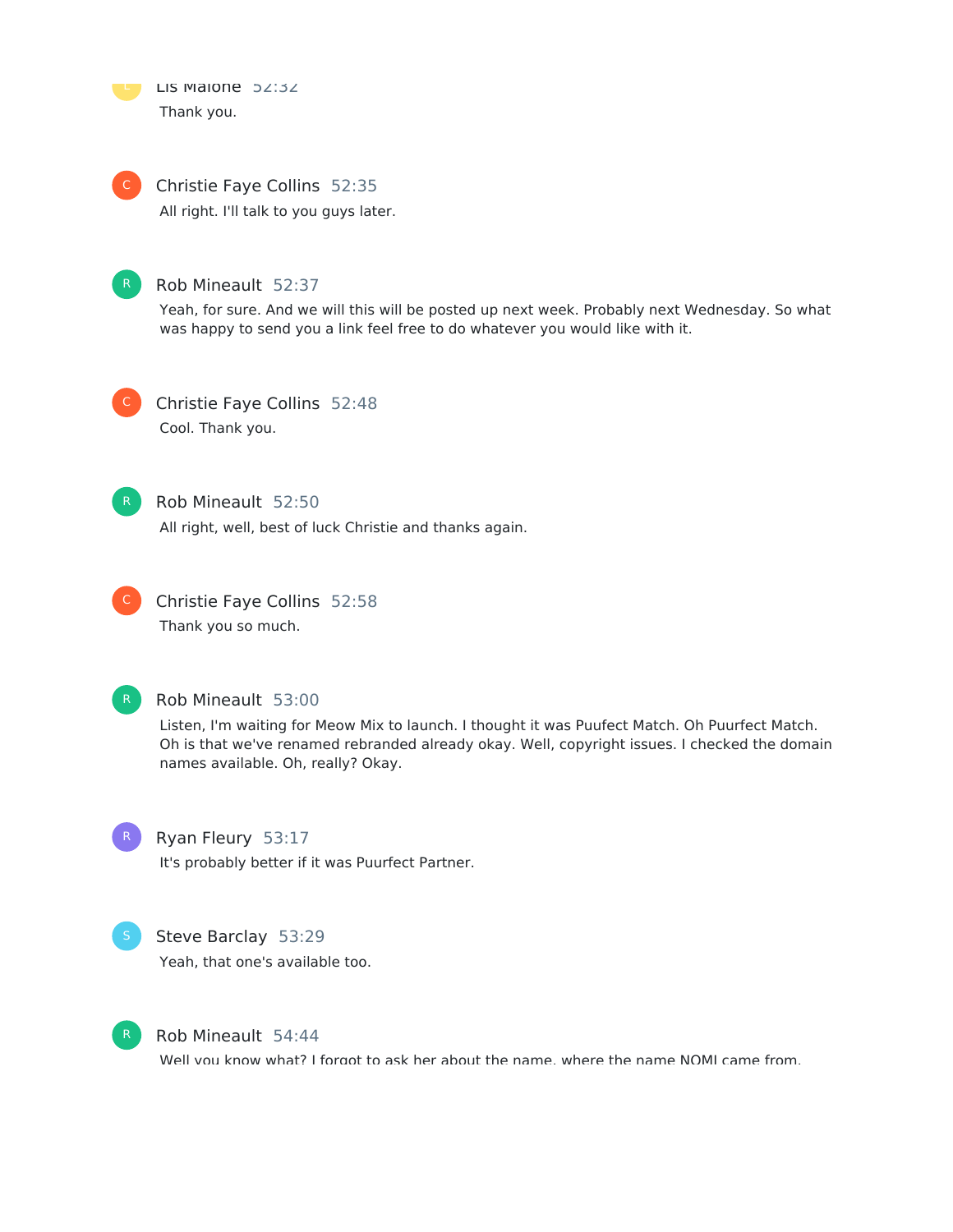Lis Malone 52:32
Thank you.

Christie Faye Collins 52:35
All right. I'll talk to you guys later.

Rob Mineault 52:37
Yeah, for sure. And we will this will be posted up next week. Probably next Wednesday. So what was happy to send you a link feel free to do whatever you would like with it.

Christie Faye Collins 52:48
Cool. Thank you.

Rob Mineault 52:50
All right, well, best of luck Christie and thanks again.

Christie Faye Collins 52:58
Thank you so much.

Rob Mineault 53:00
Listen, I'm waiting for Meow Mix to launch. I thought it was Puufect Match. Oh Puurfect Match. Oh is that we've renamed rebranded already okay. Well, copyright issues. I checked the domain names available. Oh, really? Okay.

Ryan Fleury 53:17
It's probably better if it was Puurfect Partner.

Steve Barclay 53:29
Yeah, that one's available too.

Rob Mineault 54:44
Well you know what? I forgot to ask her about the name, where the name NOMI came from.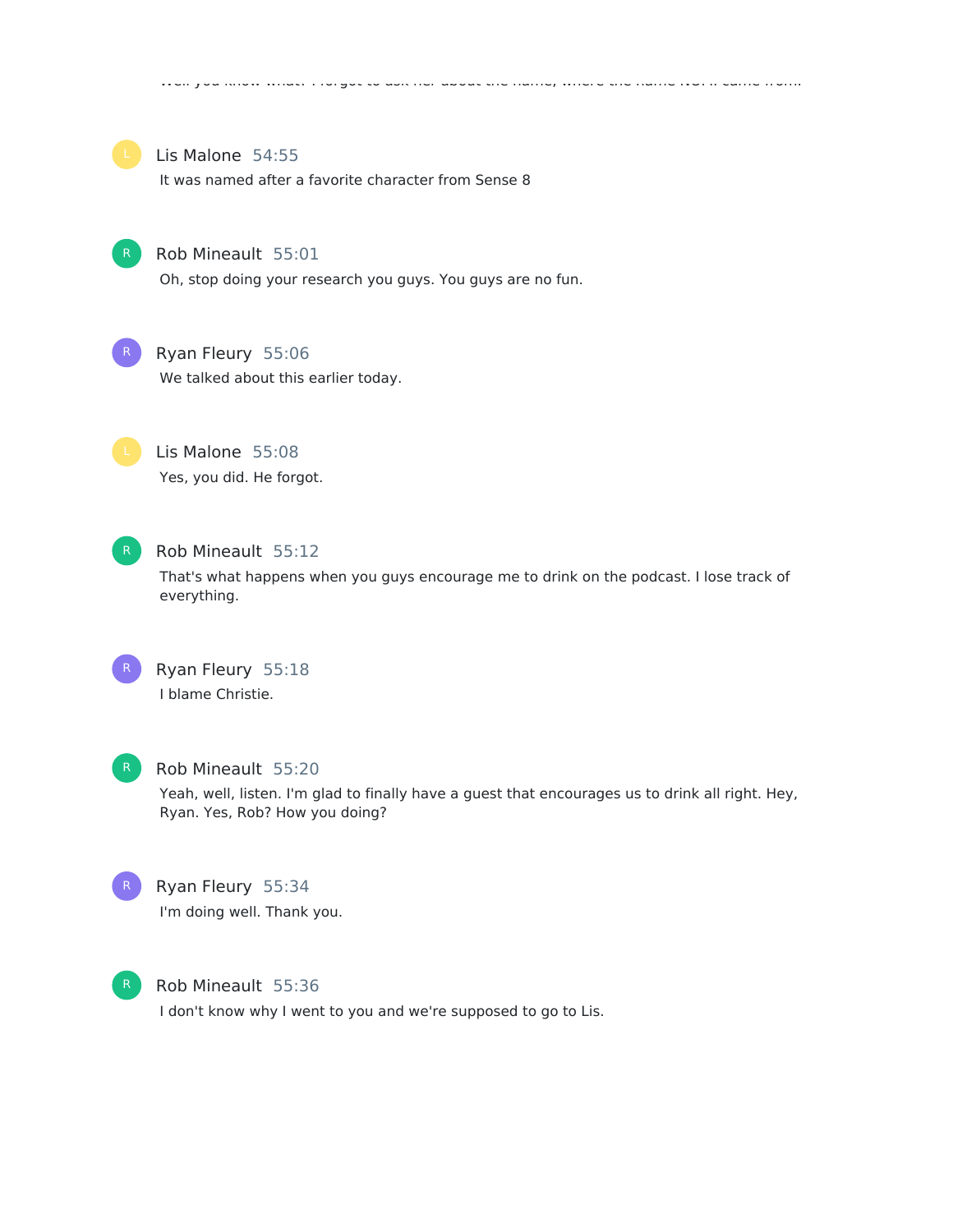Well you know what? I forgot to ask her about the name, where the name NO. it came from.

Lis Malone 54:55

It was named after a favorite character from Sense 8

Rob Mineault 55:01

Oh, stop doing your research you guys. You guys are no fun.

Ryan Fleury 55:06

We talked about this earlier today.

Lis Malone 55:08

Yes, you did. He forgot.

Rob Mineault 55:12

That's what happens when you guys encourage me to drink on the podcast. I lose track of everything.

Ryan Fleury 55:18

I blame Christie.

Rob Mineault 55:20

Yeah, well, listen. I'm glad to finally have a guest that encourages us to drink all right. Hey, Ryan. Yes, Rob? How you doing?

Ryan Fleury 55:34

I'm doing well. Thank you.

Rob Mineault 55:36

I don't know why I went to you and we're supposed to go to Lis.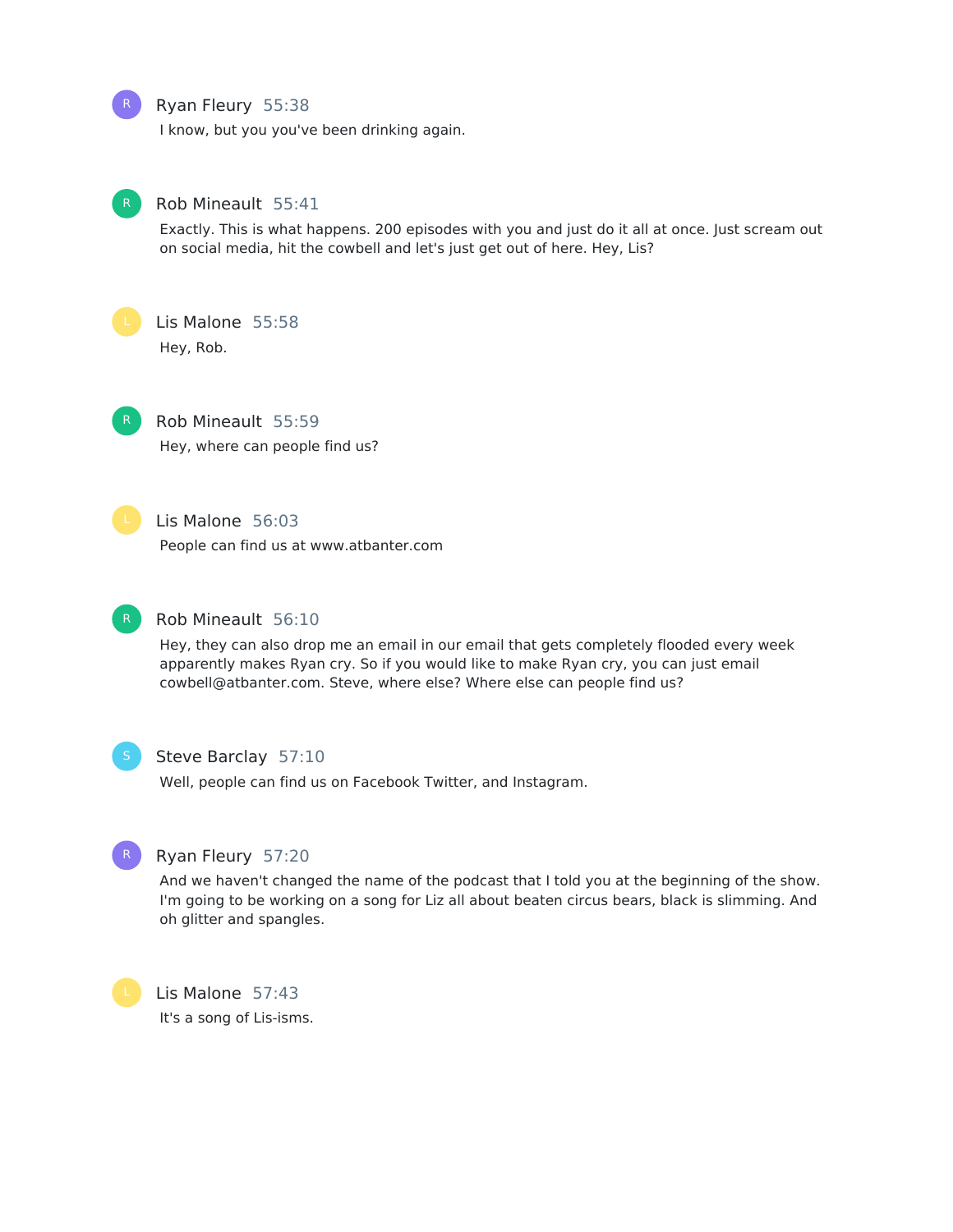**Ryan Fleury** 55:38

I know, but you you've been drinking again.

**Rob Mineault** 55:41

Exactly. This is what happens. 200 episodes with you and just do it all at once. Just scream out on social media, hit the cowbell and let's just get out of here. Hey, Lis?

**Lis Malone** 55:58

Hey, Rob.

**Rob Mineault** 55:59

Hey, where can people find us?

**Lis Malone** 56:03

People can find us at www.atbanter.com

**Rob Mineault** 56:10

Hey, they can also drop me an email in our email that gets completely flooded every week apparently makes Ryan cry. So if you would like to make Ryan cry, you can just email cowbell@atbanter.com. Steve, where else? Where else can people find us?

**Steve Barclay** 57:10

Well, people can find us on Facebook Twitter, and Instagram.

**Ryan Fleury** 57:20

And we haven't changed the name of the podcast that I told you at the beginning of the show. I'm going to be working on a song for Liz all about beaten circus bears, black is slimming. And oh glitter and spangles.

**Lis Malone** 57:43

It's a song of Lis-isms.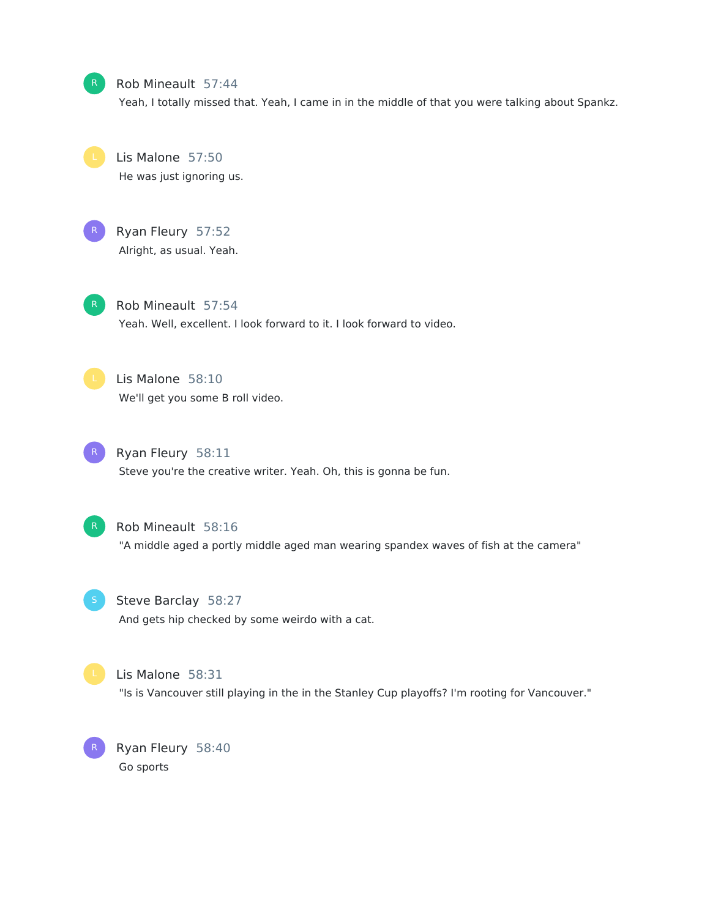Rob Mineault 57:44
Yeah, I totally missed that. Yeah, I came in in the middle of that you were talking about Spankz.

Lis Malone 57:50
He was just ignoring us.

Ryan Fleury 57:52
Alright, as usual. Yeah.

Rob Mineault 57:54
Yeah. Well, excellent. I look forward to it. I look forward to video.

Lis Malone 58:10
We'll get you some B roll video.

Ryan Fleury 58:11
Steve you're the creative writer. Yeah. Oh, this is gonna be fun.

Rob Mineault 58:16
"A middle aged a portly middle aged man wearing spandex waves of fish at the camera"

Steve Barclay 58:27
And gets hip checked by some weirdo with a cat.

Lis Malone 58:31
"Is is Vancouver still playing in the in the Stanley Cup playoffs? I'm rooting for Vancouver."

Ryan Fleury 58:40
Go sports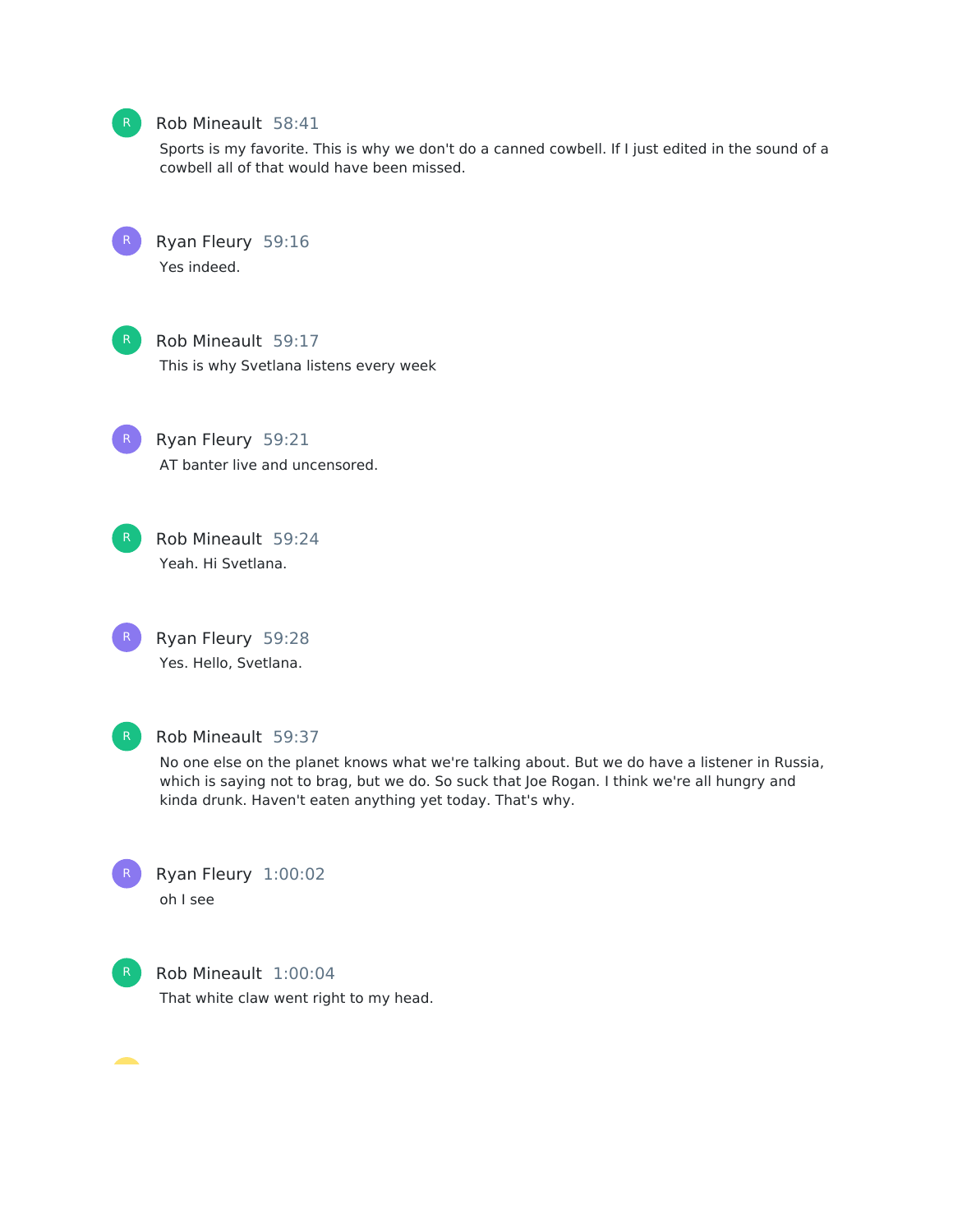Rob Mineault 58:41

Sports is my favorite. This is why we don't do a canned cowbell. If I just edited in the sound of a cowbell all of that would have been missed.

Ryan Fleury 59:16

Yes indeed.

Rob Mineault 59:17

This is why Svetlana listens every week

Ryan Fleury 59:21

AT banter live and uncensored.

Rob Mineault 59:24

Yeah. Hi Svetlana.

Ryan Fleury 59:28

Yes. Hello, Svetlana.

Rob Mineault 59:37

No one else on the planet knows what we're talking about. But we do have a listener in Russia, which is saying not to brag, but we do. So suck that Joe Rogan. I think we're all hungry and kinda drunk. Haven't eaten anything yet today. That's why.

Ryan Fleury 1:00:02

oh I see

Rob Mineault 1:00:04

That white claw went right to my head.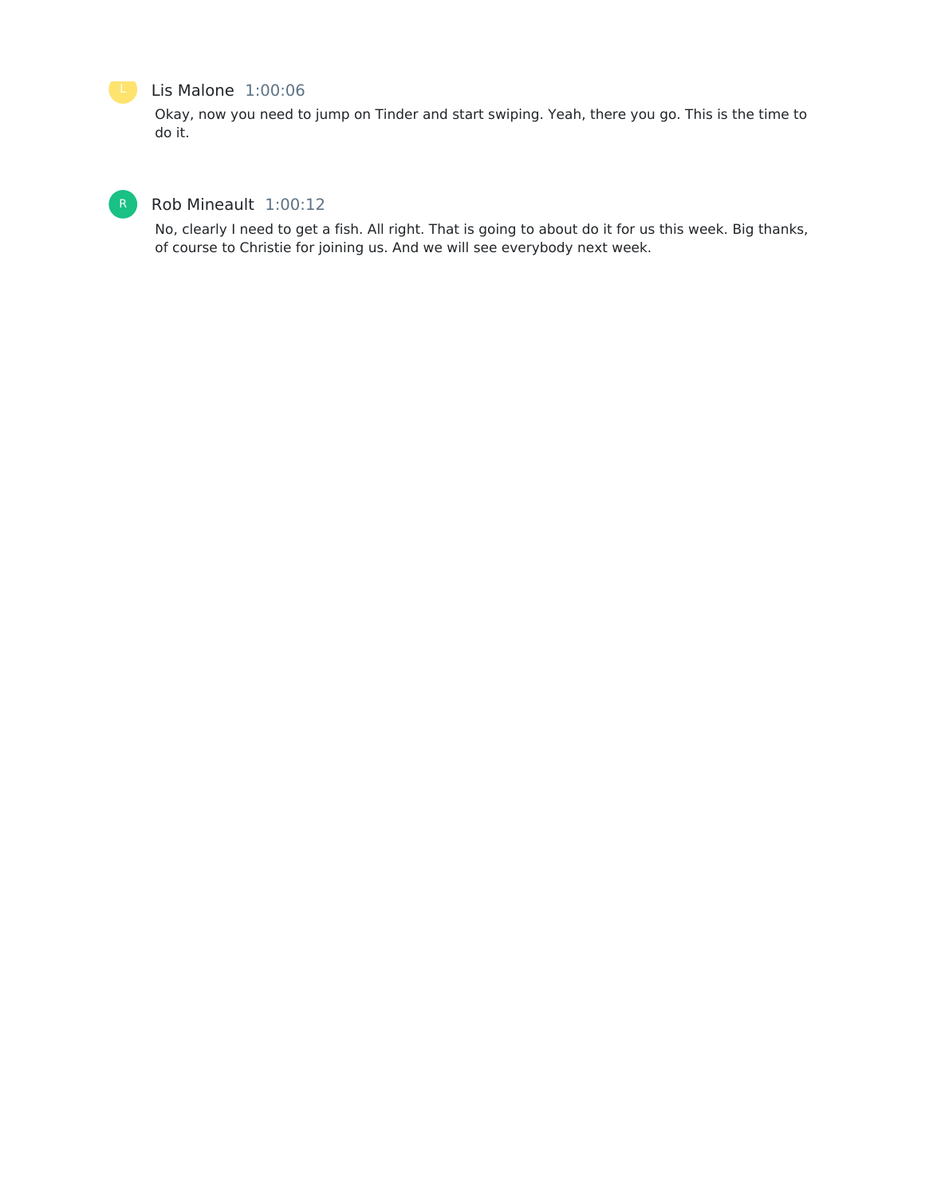Lis Malone 1:00:06

Okay, now you need to jump on Tinder and start swiping. Yeah, there you go. This is the time to do it.

Rob Mineault 1:00:12

No, clearly I need to get a fish. All right. That is going to about do it for us this week. Big thanks, of course to Christie for joining us. And we will see everybody next week.